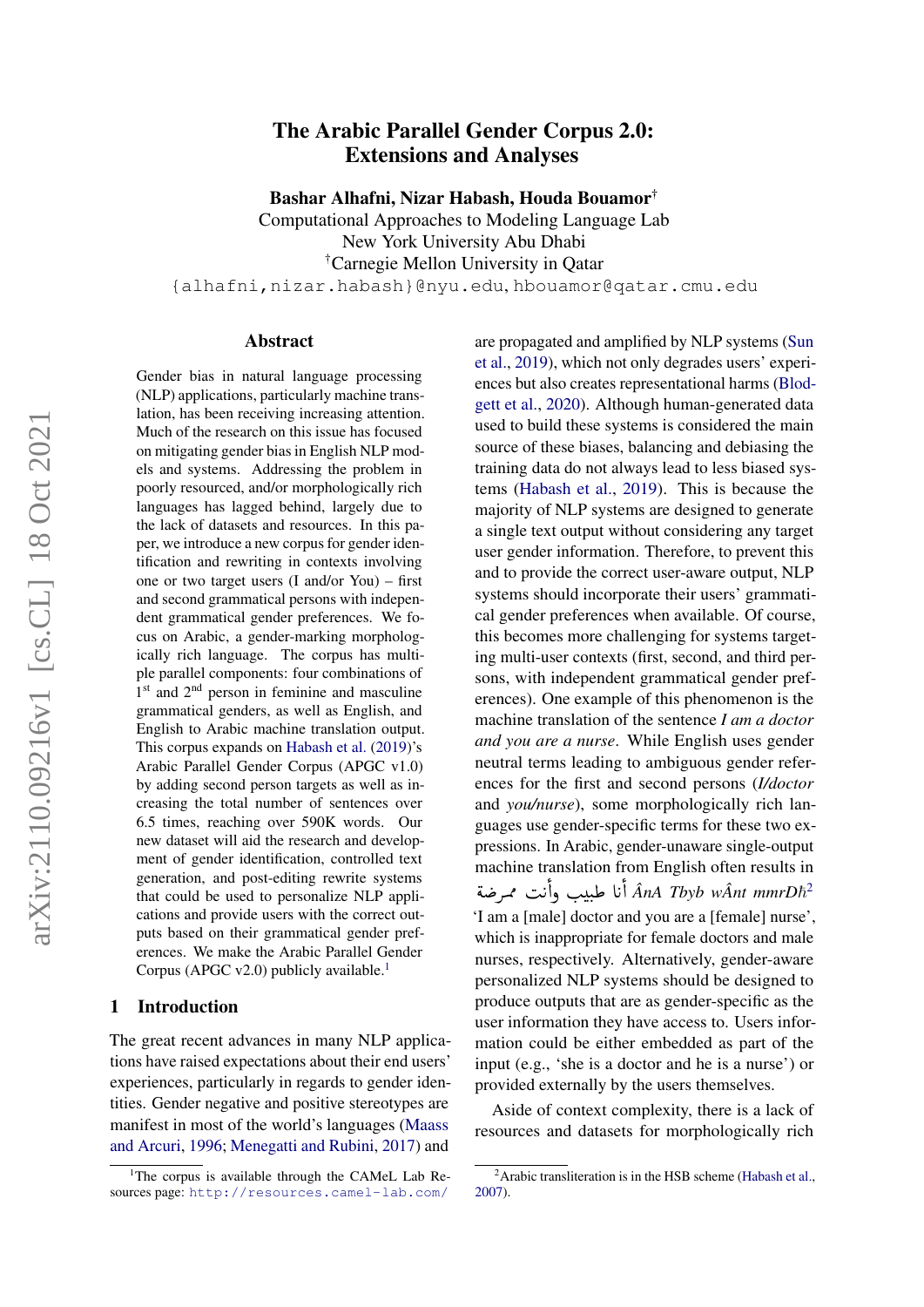# The Arabic Parallel Gender Corpus 2.0: Extensions and Analyses

**Bashar Alhafni, Nizar Habash, Houda Bouamor**[†]

Computational Approaches to Modeling Language Lab
New York University Abu Dhabi
[†]Carnegie Mellon University in Qatar
{alhafni,nizar.habash}@nyu.edu, hbouamor@qatar.cmu.edu

## Abstract

Gender bias in natural language processing (NLP) applications, particularly machine translation, has been receiving increasing attention. Much of the research on this issue has focused on mitigating gender bias in English NLP models and systems. Addressing the problem in poorly resourced, and/or morphologically rich languages has lagged behind, largely due to the lack of datasets and resources. In this paper, we introduce a new corpus for gender identification and rewriting in contexts involving one or two target users (I and/or You) – first and second grammatical persons with independent grammatical gender preferences. We focus on Arabic, a gender-marking morphologically rich language. The corpus has multiple parallel components: four combinations of 1st and 2nd person in feminine and masculine grammatical genders, as well as English, and English to Arabic machine translation output. This corpus expands on Habash et al. (2019)'s Arabic Parallel Gender Corpus (APGC v1.0) by adding second person targets as well as increasing the total number of sentences over 6.5 times, reaching over 590K words. Our new dataset will aid the research and development of gender identification, controlled text generation, and post-editing rewrite systems that could be used to personalize NLP applications and provide users with the correct outputs based on their grammatical gender preferences. We make the Arabic Parallel Gender Corpus (APGC v2.0) publicly available.[1]

## 1 Introduction

The great recent advances in many NLP applications have raised expectations about their end users' experiences, particularly in regards to gender identities. Gender negative and positive stereotypes are manifest in most of the world's languages (Maass and Arcuri, 1996; Menegatti and Rubini, 2017) and are propagated and amplified by NLP systems (Sun et al., 2019), which not only degrades users' experiences but also creates representational harms (Blodgett et al., 2020). Although human-generated data used to build these systems is considered the main source of these biases, balancing and debiasing the training data do not always lead to less biased systems (Habash et al., 2019). This is because the majority of NLP systems are designed to generate a single text output without considering any target user gender information. Therefore, to prevent this and to provide the correct user-aware output, NLP systems should incorporate their users' grammatical gender preferences when available. Of course, this becomes more challenging for systems targeting multi-user contexts (first, second, and third persons, with independent grammatical gender preferences). One example of this phenomenon is the machine translation of the sentence *I am a doctor and you are a nurse*. While English uses gender neutral terms leading to ambiguous gender references for the first and second persons (*I/doctor* and *you/nurse*), some morphologically rich languages use gender-specific terms for these two expressions. In Arabic, gender-unaware single-output machine translation from English often results in أنا طبيب وأنت ممرضة *ÂnA Tbyb wÂnt mmrDħ*[2] 'I am a [male] doctor and you are a [female] nurse', which is inappropriate for female doctors and male nurses, respectively. Alternatively, gender-aware personalized NLP systems should be designed to produce outputs that are as gender-specific as the user information they have access to. Users information could be either embedded as part of the input (e.g., 'she is a doctor and he is a nurse') or provided externally by the users themselves.

Aside of context complexity, there is a lack of resources and datasets for morphologically rich

[1] The corpus is available through the CAMeL Lab Resources page: http://resources.camel-lab.com/

[2] Arabic transliteration is in the HSB scheme (Habash et al., 2007).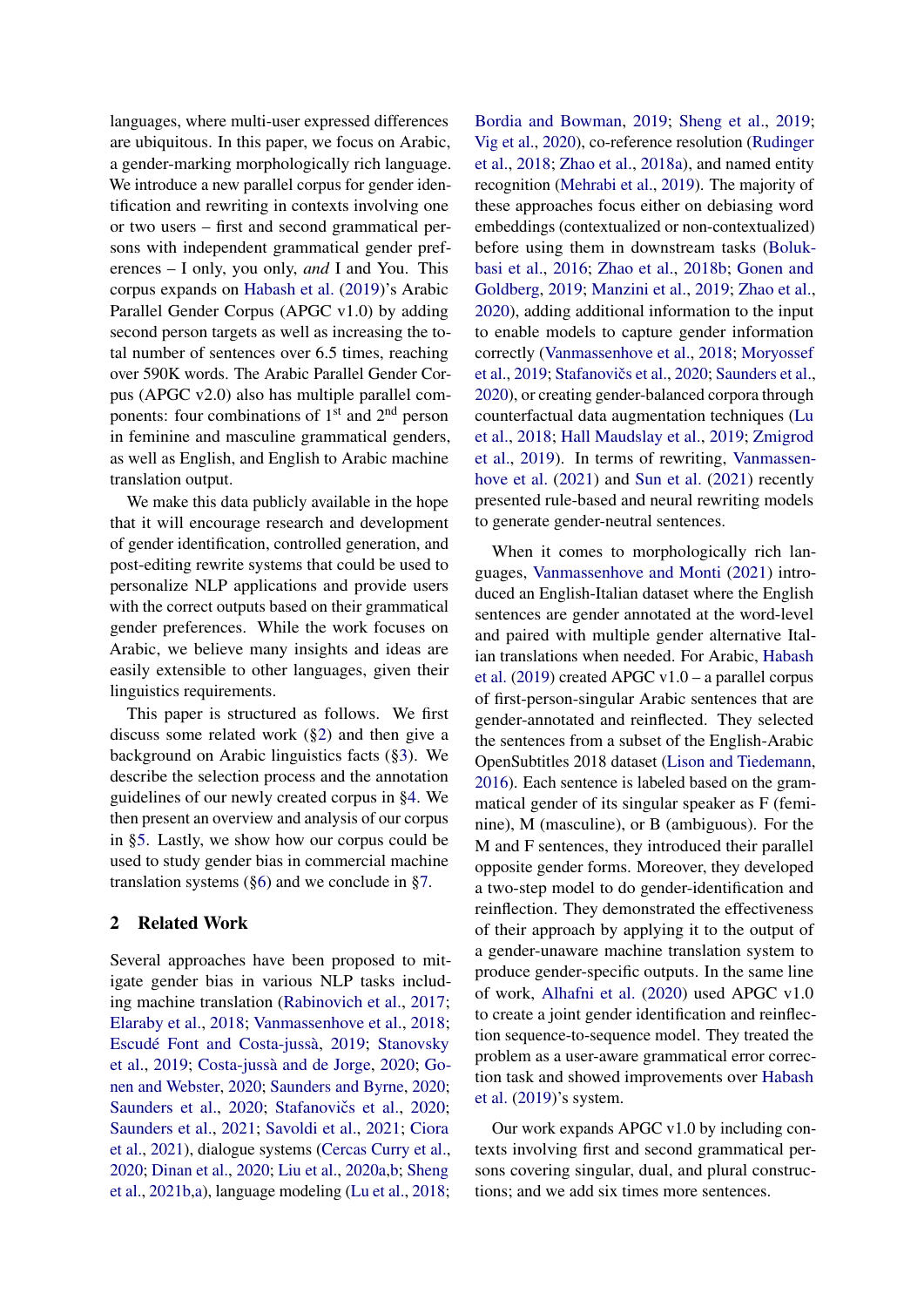languages, where multi-user expressed differences are ubiquitous. In this paper, we focus on Arabic, a gender-marking morphologically rich language. We introduce a new parallel corpus for gender identification and rewriting in contexts involving one or two users – first and second grammatical persons with independent grammatical gender preferences – I only, you only, *and* I and You. This corpus expands on Habash et al. (2019)'s Arabic Parallel Gender Corpus (APGC v1.0) by adding second person targets as well as increasing the total number of sentences over 6.5 times, reaching over 590K words. The Arabic Parallel Gender Corpus (APGC v2.0) also has multiple parallel components: four combinations of 1[st] and 2[nd] person in feminine and masculine grammatical genders, as well as English, and English to Arabic machine translation output.

We make this data publicly available in the hope that it will encourage research and development of gender identification, controlled generation, and post-editing rewrite systems that could be used to personalize NLP applications and provide users with the correct outputs based on their grammatical gender preferences. While the work focuses on Arabic, we believe many insights and ideas are easily extensible to other languages, given their linguistics requirements.

This paper is structured as follows. We first discuss some related work (§2) and then give a background on Arabic linguistics facts (§3). We describe the selection process and the annotation guidelines of our newly created corpus in §4. We then present an overview and analysis of our corpus in §5. Lastly, we show how our corpus could be used to study gender bias in commercial machine translation systems (§6) and we conclude in §7.

## 2 Related Work

Several approaches have been proposed to mitigate gender bias in various NLP tasks including machine translation (Rabinovich et al., 2017; Elaraby et al., 2018; Vanmassenhove et al., 2018; Escudé Font and Costa-jussà, 2019; Stanovsky et al., 2019; Costa-jussà and de Jorge, 2020; Gonen and Webster, 2020; Saunders and Byrne, 2020; Saunders et al., 2020; Stafanovičs et al., 2020; Saunders et al., 2021; Savoldi et al., 2021; Ciora et al., 2021), dialogue systems (Cercas Curry et al., 2020; Dinan et al., 2020; Liu et al., 2020a,b; Sheng et al., 2021b,a), language modeling (Lu et al., 2018; Bordia and Bowman, 2019; Sheng et al., 2019; Vig et al., 2020), co-reference resolution (Rudinger et al., 2018; Zhao et al., 2018a), and named entity recognition (Mehrabi et al., 2019). The majority of these approaches focus either on debiasing word embeddings (contextualized or non-contextualized) before using them in downstream tasks (Bolukbasi et al., 2016; Zhao et al., 2018b; Gonen and Goldberg, 2019; Manzini et al., 2019; Zhao et al., 2020), adding additional information to the input to enable models to capture gender information correctly (Vanmassenhove et al., 2018; Moryossef et al., 2019; Stafanovičs et al., 2020; Saunders et al., 2020), or creating gender-balanced corpora through counterfactual data augmentation techniques (Lu et al., 2018; Hall Maudslay et al., 2019; Zmigrod et al., 2019). In terms of rewriting, Vanmassenhove et al. (2021) and Sun et al. (2021) recently presented rule-based and neural rewriting models to generate gender-neutral sentences.

When it comes to morphologically rich languages, Vanmassenhove and Monti (2021) introduced an English-Italian dataset where the English sentences are gender annotated at the word-level and paired with multiple gender alternative Italian translations when needed. For Arabic, Habash et al. (2019) created APGC v1.0 – a parallel corpus of first-person-singular Arabic sentences that are gender-annotated and reinflected. They selected the sentences from a subset of the English-Arabic OpenSubtitles 2018 dataset (Lison and Tiedemann, 2016). Each sentence is labeled based on the grammatical gender of its singular speaker as F (feminine), M (masculine), or B (ambiguous). For the M and F sentences, they introduced their parallel opposite gender forms. Moreover, they developed a two-step model to do gender-identification and reinflection. They demonstrated the effectiveness of their approach by applying it to the output of a gender-unaware machine translation system to produce gender-specific outputs. In the same line of work, Alhafni et al. (2020) used APGC v1.0 to create a joint gender identification and reinflection sequence-to-sequence model. They treated the problem as a user-aware grammatical error correction task and showed improvements over Habash et al. (2019)'s system.

Our work expands APGC v1.0 by including contexts involving first and second grammatical persons covering singular, dual, and plural constructions; and we add six times more sentences.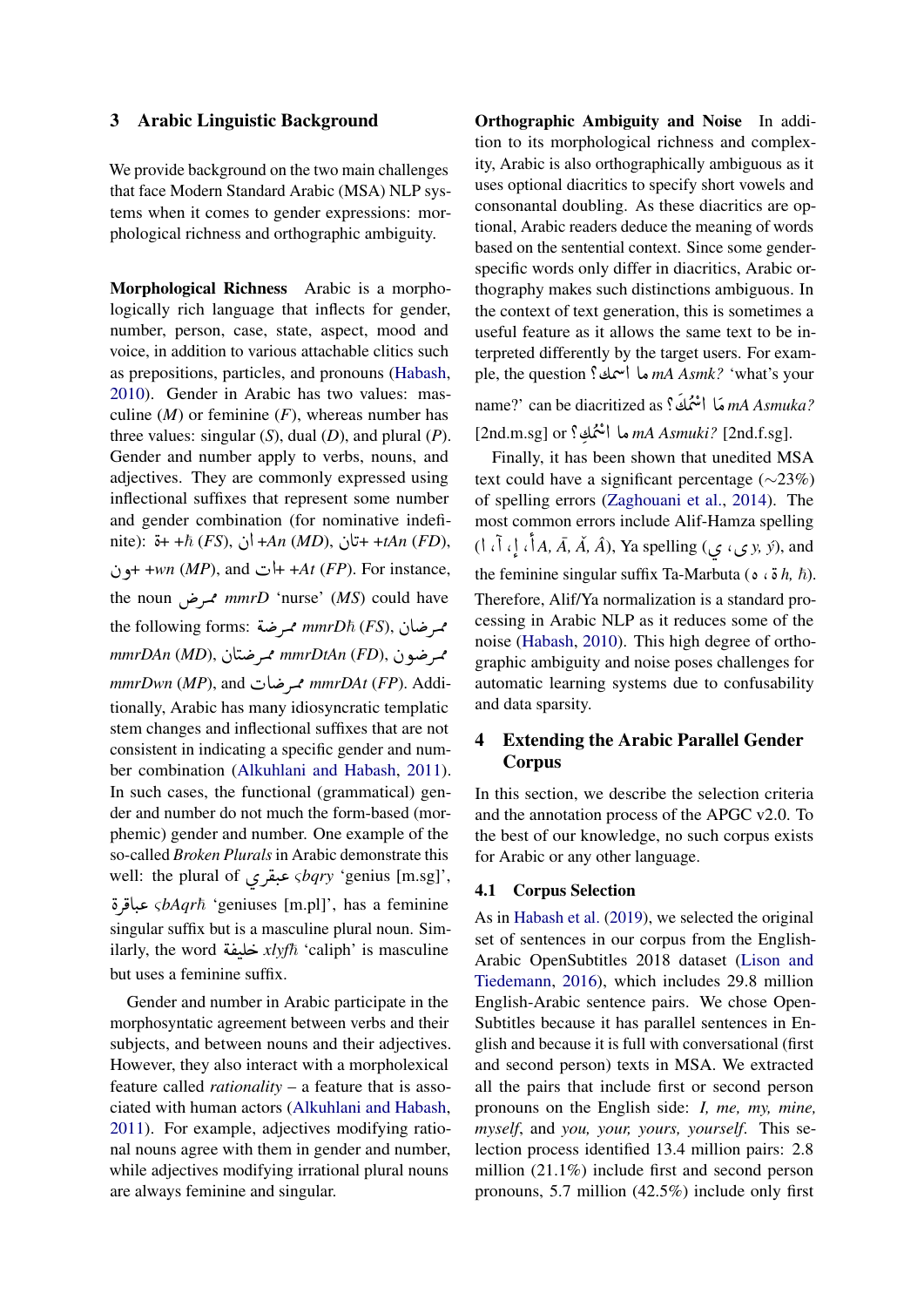## 3 Arabic Linguistic Background

We provide background on the two main challenges that face Modern Standard Arabic (MSA) NLP systems when it comes to gender expressions: morphological richness and orthographic ambiguity.

**Morphological Richness** Arabic is a morphologically rich language that inflects for gender, number, person, case, state, aspect, mood and voice, in addition to various attachable clitics such as prepositions, particles, and pronouns (Habash, 2010). Gender in Arabic has two values: masculine (*M*) or feminine (*F*), whereas number has three values: singular (*S*), dual (*D*), and plural (*P*). Gender and number apply to verbs, nouns, and adjectives. They are commonly expressed using inflectional suffixes that represent some number and gender combination (for nominative indefinite): ة+ *+ħ* (*FS*), ان+ *+An* (*MD*), تان+ *+tAn* (*FD*), ون+ *+wn* (*MP*), and ات+ *+At* (*FP*). For instance, the noun ممرض *mmrD* 'nurse' (*MS*) could have the following forms: ممرضة *mmrDħ* (*FS*), ممرضان *mmrDAn* (*MD*), ممرضتان *mmrDtAn* (*FD*), ممرضون *mmrDwn* (*MP*), and ممرضات *mmrDAt* (*FP*). Additionally, Arabic has many idiosyncratic templatic stem changes and inflectional suffixes that are not consistent in indicating a specific gender and number combination (Alkuhlani and Habash, 2011). In such cases, the functional (grammatical) gender and number do not much the form-based (morphemic) gender and number. One example of the so-called *Broken Plurals* in Arabic demonstrate this well: the plural of عبقري *ςbqry* 'genius [m.sg]', عباقرة *ςbAqrħ* 'geniuses [m.pl]', has a feminine singular suffix but is a masculine plural noun. Similarly, the word خليفة *xlyfħ* 'caliph' is masculine but uses a feminine suffix.

Gender and number in Arabic participate in the morphosyntactic agreement between verbs and their subjects, and between nouns and their adjectives. However, they also interact with a morpholexical feature called *rationality* – a feature that is associated with human actors (Alkuhlani and Habash, 2011). For example, adjectives modifying rational nouns agree with them in gender and number, while adjectives modifying irrational plural nouns are always feminine and singular.

**Orthographic Ambiguity and Noise** In addition to its morphological richness and complexity, Arabic is also orthographically ambiguous as it uses optional diacritics to specify short vowels and consonantal doubling. As these diacritics are optional, Arabic readers deduce the meaning of words based on the sentential context. Since some gender-specific words only differ in diacritics, Arabic orthography makes such distinctions ambiguous. In the context of text generation, this is sometimes a useful feature as it allows the same text to be interpreted differently by the target users. For example, the question ما اسمك؟ *mA Asmk?* 'what's your name?' can be diacritized as مَا اسْمُكَ؟ *mA Asmuka?* [2nd.m.sg] or ما اسْمُكِ؟ *mA Asmuki?* [2nd.f.sg].

Finally, it has been shown that unedited MSA text could have a significant percentage ($\sim$23%) of spelling errors (Zaghouani et al., 2014). The most common errors include Alif-Hamza spelling (ا ،آ ،إ ،أ *A, Ā, Ǎ, Â*), Ya spelling (ي ،ى *y, ý*), and the feminine singular suffix Ta-Marbuta (ه ،ة *h, ħ*). Therefore, Alif/Ya normalization is a standard processing in Arabic NLP as it reduces some of the noise (Habash, 2010). This high degree of orthographic ambiguity and noise poses challenges for automatic learning systems due to confusability and data sparsity.

## 4 Extending the Arabic Parallel Gender Corpus

In this section, we describe the selection criteria and the annotation process of the APGC v2.0. To the best of our knowledge, no such corpus exists for Arabic or any other language.

### 4.1 Corpus Selection

As in Habash et al. (2019), we selected the original set of sentences in our corpus from the English-Arabic OpenSubtitles 2018 dataset (Lison and Tiedemann, 2016), which includes 29.8 million English-Arabic sentence pairs. We chose OpenSubtitles because it has parallel sentences in English and because it is full with conversational (first and second person) texts in MSA. We extracted all the pairs that include first or second person pronouns on the English side: *I, me, my, mine, myself*, and *you, your, yours, yourself*. This selection process identified 13.4 million pairs: 2.8 million (21.1%) include first and second person pronouns, 5.7 million (42.5%) include only first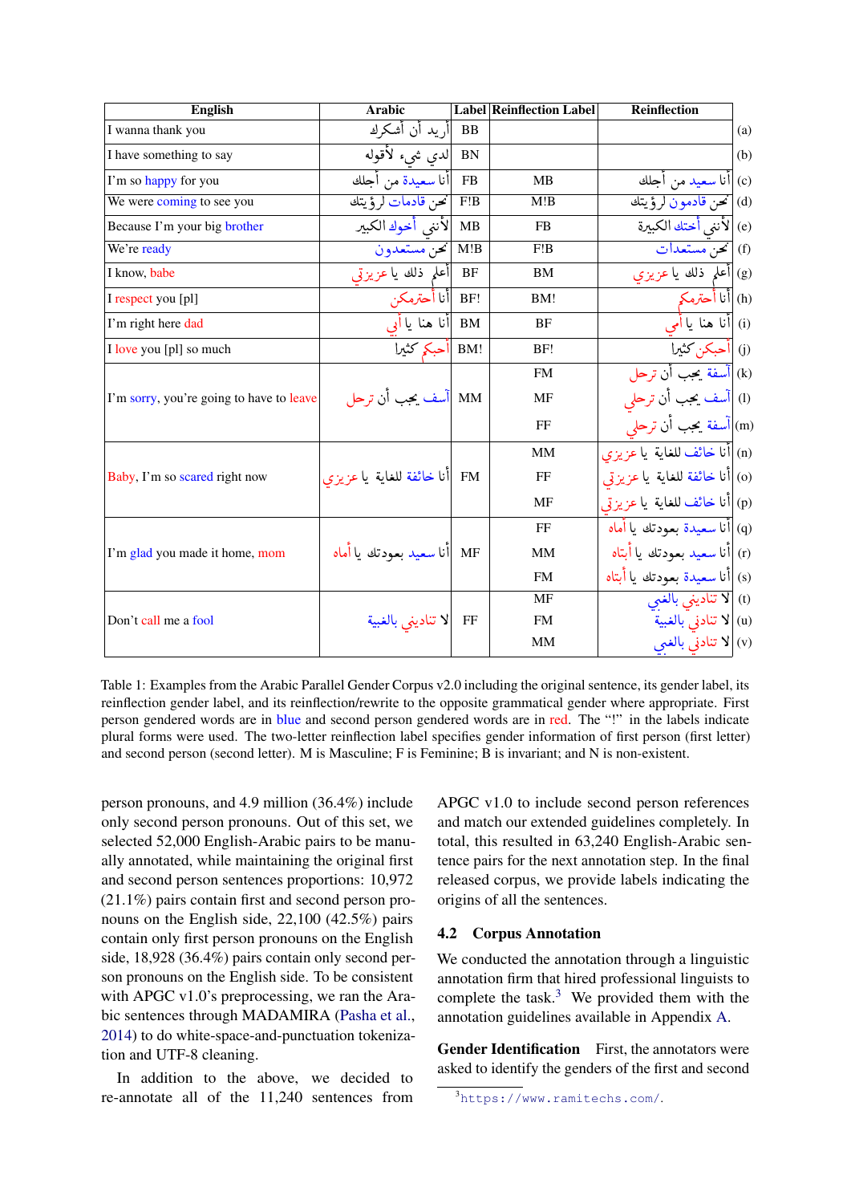| English | Arabic | Label | Reinflection Label | Reinflection | |
|---|---|---|---|---|---|
| I wanna thank you | أريد أن أشكرك | BB | | | (a) |
| I have something to say | لدي شيء لأقوله | BN | | | (b) |
| I'm so happy for you | أنا سعيدة من أجلك | FB | MB | أنا سعيد من أجلك | (c) |
| We were coming to see you | نحن قادمات لرؤيتك | F!B | M!B | نحن قادمون لرؤيتك | (d) |
| Because I'm your big brother | لأنني أخوك الكبير | MB | FB | لأنني أختك الكبيرة | (e) |
| We're ready | نحن مستعدون | M!B | F!B | نحن مستعدات | (f) |
| I know, babe | أعلم ذلك يا عزيزتي | BF | BM | أعلم ذلك يا عزيزي | (g) |
| I respect you [pl] | أنا أحترمكن | BF! | BM! | أنا أحترمكم | (h) |
| I'm right here dad | أنا هنا يا أبي | BM | BF | أنا هنا يا أمي | (i) |
| I love you [pl] so much | أحبكم كثيرا | BM! | BF! | أحبكن كثيرا | (j) |
| I'm sorry, you're going to have to leave | آسف يجب أن ترحل | MM | FM | آسفة يجب أن ترحل | (k) |
| | | | MF | آسف يجب أن ترحلي | (l) |
| | | | FF | آسفة يجب أن ترحلي | (m) |
| Baby, I'm so scared right now | أنا خائفة للغاية يا عزيزي | FM | MM | أنا خائف للغاية يا عزيزي | (n) |
| | | | FF | أنا خائفة للغاية يا عزيزتي | (o) |
| | | | MF | أنا خائف للغاية يا عزيزتي | (p) |
| I'm glad you made it home, mom | أنا سعيد بعودتك يا أماه | MF | FF | أنا سعيدة بعودتك يا أماه | (q) |
| | | | MM | أنا سعيد بعودتك يا أبتاه | (r) |
| | | | FM | أنا سعيدة بعودتك يا أبتاه | (s) |
| Don't call me a fool | لا تناديني بالغبية | FF | MF | لا تناديني بالغبي | (t) |
| | | | FM | لا تنادني بالغبية | (u) |
| | | | MM | لا تنادني بالغبي | (v) |

Table 1: Examples from the Arabic Parallel Gender Corpus v2.0 including the original sentence, its gender label, its reinflection gender label, and its reinflection/rewrite to the opposite grammatical gender where appropriate. First person gendered words are in blue and second person gendered words are in red. The "!" in the labels indicate plural forms were used. The two-letter reinflection label specifies gender information of first person (first letter) and second person (second letter). M is Masculine; F is Feminine; B is invariant; and N is non-existent.

person pronouns, and 4.9 million (36.4%) include only second person pronouns. Out of this set, we selected 52,000 English-Arabic pairs to be manually annotated, while maintaining the original first and second person sentences proportions: 10,972 (21.1%) pairs contain first and second person pronouns on the English side, 22,100 (42.5%) pairs contain only first person pronouns on the English side, 18,928 (36.4%) pairs contain only second person pronouns on the English side. To be consistent with APGC v1.0's preprocessing, we ran the Arabic sentences through MADAMIRA (Pasha et al., 2014) to do white-space-and-punctuation tokenization and UTF-8 cleaning.

In addition to the above, we decided to re-annotate all of the 11,240 sentences from APGC v1.0 to include second person references and match our extended guidelines completely. In total, this resulted in 63,240 English-Arabic sentence pairs for the next annotation step. In the final released corpus, we provide labels indicating the origins of all the sentences.

## 4.2 Corpus Annotation

We conducted the annotation through a linguistic annotation firm that hired professional linguists to complete the task.[3] We provided them with the annotation guidelines available in Appendix A.

**Gender Identification** First, the annotators were asked to identify the genders of the first and second

[3] https://www.ramitechs.com/.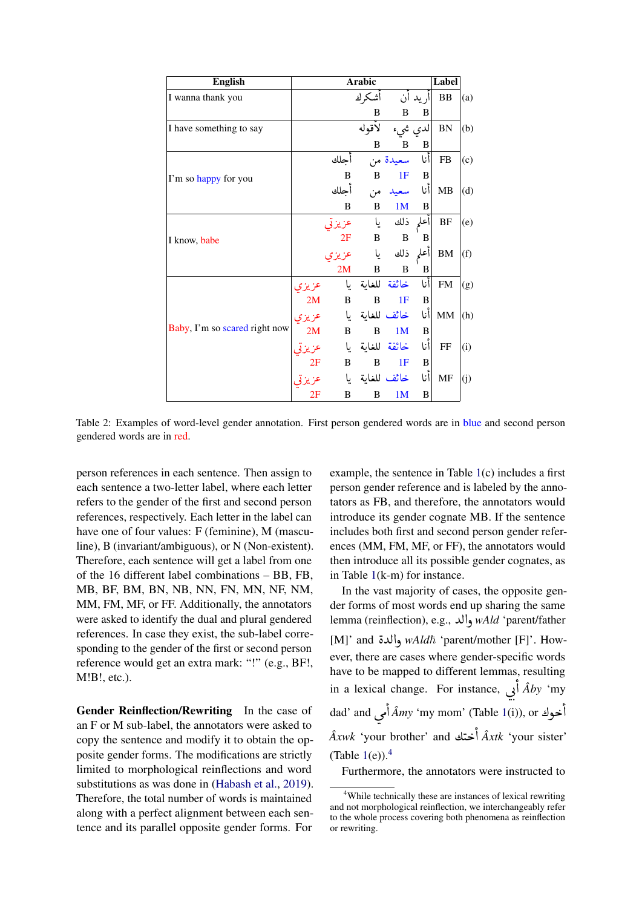| English | Arabic | Label | |
|---|---|---|---|
| I wanna thank you | أريد أن أشكرك<br>B B B | BB | (a) |
| I have something to say | لدي شيء لأقوله<br>B B B | BN | (b) |
| I'm so happy for you | أنا سعيدة من أجلك<br>B 1F B B | FB | (c) |
| | أنا سعيد من أجلك<br>B 1M B B | MB | (d) |
| I know, babe | أعلم ذلك يا عزيزتي<br>B B B 2F | BF | (e) |
| | أعلم ذلك يا عزيزي<br>B B B 2M | BM | (f) |
| Baby, I'm so scared right now | أنا خائفة للغاية يا عزيزي<br>B 1F B B 2M | FM | (g) |
| | أنا خائف للغاية يا عزيزي<br>B 1M B B 2M | MM | (h) |
| | أنا خائفة للغاية يا عزيزتي<br>B 1F B B 2F | FF | (i) |
| | أنا خائف للغاية يا عزيزتي<br>B 1M B B 2F | MF | (j) |

Table 2: Examples of word-level gender annotation. First person gendered words are in blue and second person gendered words are in red.

person references in each sentence. Then assign to each sentence a two-letter label, where each letter refers to the gender of the first and second person references, respectively. Each letter in the label can have one of four values: F (feminine), M (masculine), B (invariant/ambiguous), or N (Non-existent). Therefore, each sentence will get a label from one of the 16 different label combinations – BB, FB, MB, BF, BM, BN, NB, NN, FN, MN, NF, NM, MM, FM, MF, or FF. Additionally, the annotators were asked to identify the dual and plural gendered references. In case they exist, the sub-label corresponding to the gender of the first or second person reference would get an extra mark: "!" (e.g., BF!, M!B!, etc.).

**Gender Reinflection/Rewriting** In the case of an F or M sub-label, the annotators were asked to copy the sentence and modify it to obtain the opposite gender forms. The modifications are strictly limited to morphological reinflections and word substitutions as was done in (Habash et al., 2019). Therefore, the total number of words is maintained along with a perfect alignment between each sentence and its parallel opposite gender forms. For example, the sentence in Table 1(c) includes a first person gender reference and is labeled by the annotators as FB, and therefore, the annotators would introduce its gender cognate MB. If the sentence includes both first and second person gender references (MM, FM, MF, or FF), the annotators would then introduce all its possible gender cognates, as in Table 1(k-m) for instance.

In the vast majority of cases, the opposite gender forms of most words end up sharing the same lemma (reinflection), e.g., والد *wAld* 'parent/father [M]' and والدة *wAldħ* 'parent/mother [F]'. However, there are cases where gender-specific words have to be mapped to different lemmas, resulting in a lexical change. For instance, أبي *Âby* 'my dad' and أمي *Âmy* 'my mom' (Table 1(i)), or أخوك *Âxwk* 'your brother' and أختك *Âxtk* 'your sister' (Table 1(e)).[4]

Furthermore, the annotators were instructed to

[4]While technically these are instances of lexical rewriting and not morphological reinflection, we interchangeably refer to the whole process covering both phenomena as reinflection or rewriting.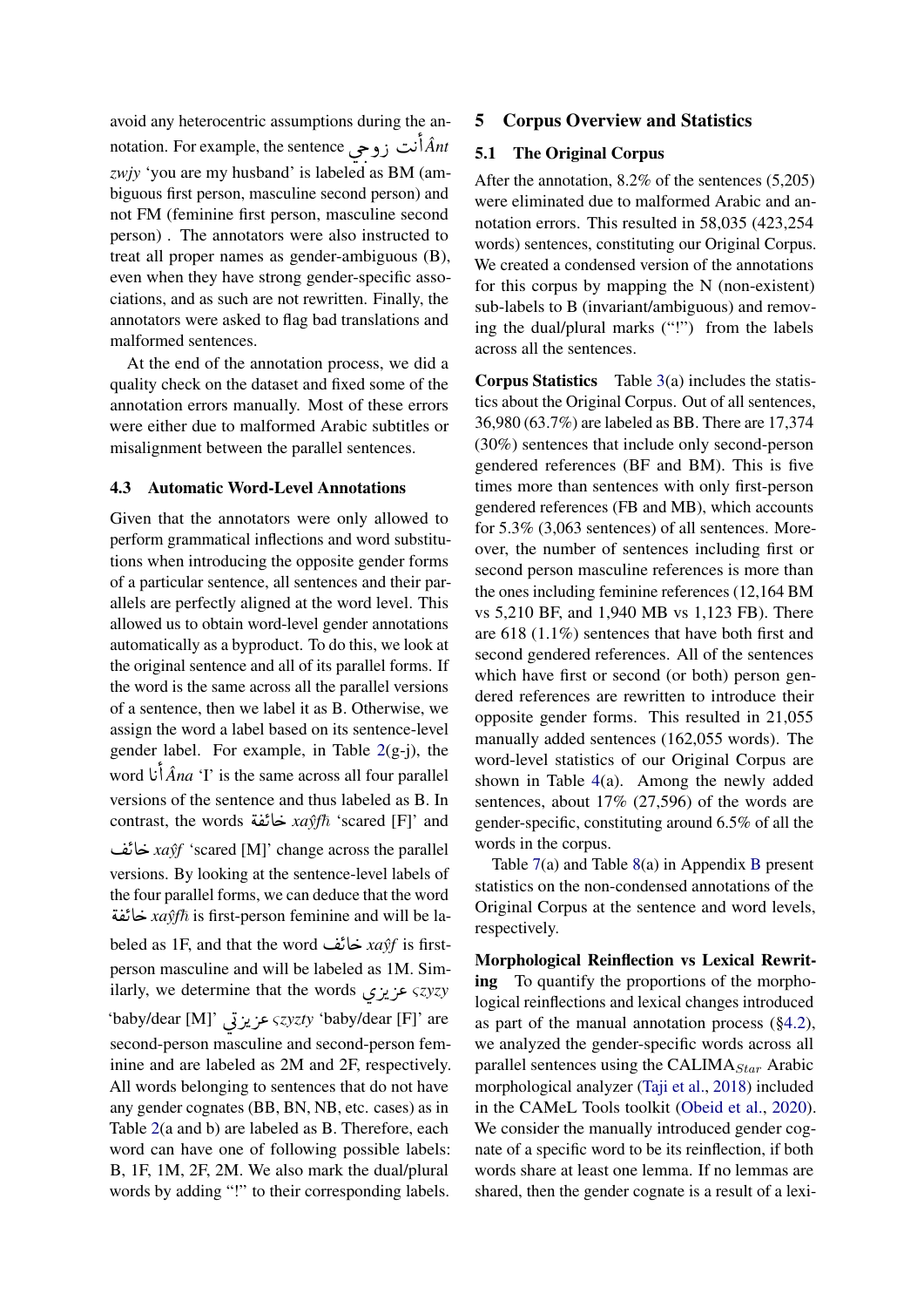avoid any heterocentric assumptions during the annotation. For example, the sentence أنت زوجي *Ânt zwjy* 'you are my husband' is labeled as BM (ambiguous first person, masculine second person) and not FM (feminine first person, masculine second person) . The annotators were also instructed to treat all proper names as gender-ambiguous (B), even when they have strong gender-specific associations, and as such are not rewritten. Finally, the annotators were asked to flag bad translations and malformed sentences.

At the end of the annotation process, we did a quality check on the dataset and fixed some of the annotation errors manually. Most of these errors were either due to malformed Arabic subtitles or misalignment between the parallel sentences.

### 4.3 Automatic Word-Level Annotations

Given that the annotators were only allowed to perform grammatical inflections and word substitutions when introducing the opposite gender forms of a particular sentence, all sentences and their parallels are perfectly aligned at the word level. This allowed us to obtain word-level gender annotations automatically as a byproduct. To do this, we look at the original sentence and all of its parallel forms. If the word is the same across all the parallel versions of a sentence, then we label it as B. Otherwise, we assign the word a label based on its sentence-level gender label. For example, in Table 2(g-j), the word أنا *Âna* 'I' is the same across all four parallel versions of the sentence and thus labeled as B. In contrast, the words خائفة *xaŷfħ* 'scared [F]' and خائف *xaŷf* 'scared [M]' change across the parallel versions. By looking at the sentence-level labels of the four parallel forms, we can deduce that the word خائفة *xaŷfħ* is first-person feminine and will be labeled as 1F, and that the word خائف *xaŷf* is first-person masculine and will be labeled as 1M. Similarly, we determine that the words عزيزي *ςzyzy* 'baby/dear [M]' عزيزتي *ςzyzty* 'baby/dear [F]' are second-person masculine and second-person feminine and are labeled as 2M and 2F, respectively. All words belonging to sentences that do not have any gender cognates (BB, BN, NB, etc. cases) as in Table 2(a and b) are labeled as B. Therefore, each word can have one of following possible labels: B, 1F, 1M, 2F, 2M. We also mark the dual/plural words by adding "!" to their corresponding labels.

## 5 Corpus Overview and Statistics

### 5.1 The Original Corpus

After the annotation, 8.2% of the sentences (5,205) were eliminated due to malformed Arabic and annotation errors. This resulted in 58,035 (423,254 words) sentences, constituting our Original Corpus. We created a condensed version of the annotations for this corpus by mapping the N (non-existent) sub-labels to B (invariant/ambiguous) and removing the dual/plural marks ("!") from the labels across all the sentences.

**Corpus Statistics** Table 3(a) includes the statistics about the Original Corpus. Out of all sentences, 36,980 (63.7%) are labeled as BB. There are 17,374 (30%) sentences that include only second-person gendered references (BF and BM). This is five times more than sentences with only first-person gendered references (FB and MB), which accounts for 5.3% (3,063 sentences) of all sentences. Moreover, the number of sentences including first or second person masculine references is more than the ones including feminine references (12,164 BM vs 5,210 BF, and 1,940 MB vs 1,123 FB). There are 618 (1.1%) sentences that have both first and second gendered references. All of the sentences which have first or second (or both) person gendered references are rewritten to introduce their opposite gender forms. This resulted in 21,055 manually added sentences (162,055 words). The word-level statistics of our Original Corpus are shown in Table 4(a). Among the newly added sentences, about 17% (27,596) of the words are gender-specific, constituting around 6.5% of all the words in the corpus.

Table 7(a) and Table 8(a) in Appendix B present statistics on the non-condensed annotations of the Original Corpus at the sentence and word levels, respectively.

**Morphological Reinflection vs Lexical Rewriting** To quantify the proportions of the morphological reinflections and lexical changes introduced as part of the manual annotation process (§4.2), we analyzed the gender-specific words across all parallel sentences using the CALIMA$_{Star}$ Arabic morphological analyzer (Taji et al., 2018) included in the CAMeL Tools toolkit (Obeid et al., 2020). We consider the manually introduced gender cognate of a specific word to be its reinflection, if both words share at least one lemma. If no lemmas are shared, then the gender cognate is a result of a lexi-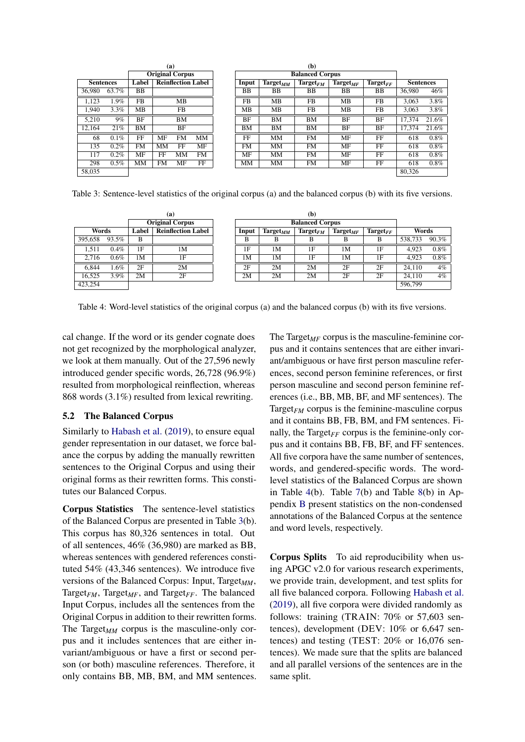**(a)**

| Sentences | | Original Corpus: Label | Reinflection Label | | |
|---|---|---|---|---|---|
| 36,980 | 63.7% | BB | | | |
| 1,123 | 1.9% | FB | MB | | |
| 1,940 | 3.3% | MB | FB | | |
| 5,210 | 9% | BF | BM | | |
| 12,164 | 21% | BM | BF | | |
| 68 | 0.1% | FF | MF | FM | MM |
| 135 | 0.2% | FM | MM | FF | MF |
| 117 | 0.2% | MF | FF | MM | FM |
| 298 | 0.5% | MM | FM | MF | FF |
| 58,035 | | | | | |

**(b)**

| Balanced Corpus: Input | Target$_{MM}$ | Target$_{FM}$ | Target$_{MF}$ | Target$_{FF}$ | Sentences | |
|---|---|---|---|---|---|---|
| BB | BB | BB | BB | BB | 36,980 | 46% |
| FB | MB | FB | MB | FB | 3,063 | 3.8% |
| MB | MB | FB | MB | FB | 3,063 | 3.8% |
| BF | BM | BM | BF | BF | 17,374 | 21.6% |
| BM | BM | BM | BF | BF | 17,374 | 21.6% |
| FF | MM | FM | MF | FF | 618 | 0.8% |
| FM | MM | FM | MF | FF | 618 | 0.8% |
| MF | MM | FM | MF | FF | 618 | 0.8% |
| MM | MM | FM | MF | FF | 618 | 0.8% |
| | | | | | 80,326 | |

Table 3: Sentence-level statistics of the original corpus (a) and the balanced corpus (b) with its five versions.

**(a)**

| Words | | Original Corpus: Label | Reinflection Label |
|---|---|---|---|
| 395,658 | 93.5% | B | |
| 1,511 | 0.4% | 1F | 1M |
| 2,716 | 0.6% | 1M | 1F |
| 6,844 | 1.6% | 2F | 2M |
| 16,525 | 3.9% | 2M | 2F |
| 423,254 | | | |

**(b)**

| Balanced Corpus: Input | Target$_{MM}$ | Target$_{FM}$ | Target$_{MF}$ | Target$_{FF}$ | Words | |
|---|---|---|---|---|---|---|
| B | B | B | B | B | 538,733 | 90.3% |
| 1F | 1M | 1F | 1M | 1F | 4,923 | 0.8% |
| 1M | 1M | 1F | 1M | 1F | 4,923 | 0.8% |
| 2F | 2M | 2M | 2F | 2F | 24,110 | 4% |
| 2M | 2M | 2M | 2F | 2F | 24,110 | 4% |
| | | | | | 596,799 | |

Table 4: Word-level statistics of the original corpus (a) and the balanced corpus (b) with its five versions.

cal change. If the word or its gender cognate does not get recognized by the morphological analyzer, we look at them manually. Out of the 27,596 newly introduced gender specific words, 26,728 (96.9%) resulted from morphological reinflection, whereas 868 words (3.1%) resulted from lexical rewriting.

### 5.2 The Balanced Corpus

Similarly to Habash et al. (2019), to ensure equal gender representation in our dataset, we force balance the corpus by adding the manually rewritten sentences to the Original Corpus and using their original forms as their rewritten forms. This constitutes our Balanced Corpus.

**Corpus Statistics** The sentence-level statistics of the Balanced Corpus are presented in Table 3(b). This corpus has 80,326 sentences in total. Out of all sentences, 46% (36,980) are marked as BB, whereas sentences with gendered references constituted 54% (43,346 sentences). We introduce five versions of the Balanced Corpus: Input, Target$_{MM}$, Target$_{FM}$, Target$_{MF}$, and Target$_{FF}$. The balanced Input Corpus, includes all the sentences from the Original Corpus in addition to their rewritten forms. The Target$_{MM}$ corpus is the masculine-only corpus and it includes sentences that are either invariant/ambiguous or have a first or second person (or both) masculine references. Therefore, it only contains BB, MB, BM, and MM sentences. The Target$_{MF}$ corpus is the masculine-feminine corpus and it contains sentences that are either invariant/ambiguous or have first person masculine references, second person feminine references, or first person masculine and second person feminine references (i.e., BB, MB, BF, and MF sentences). The Target$_{FM}$ corpus is the feminine-masculine corpus and it contains BB, FB, BM, and FM sentences. Finally, the Target$_{FF}$ corpus is the feminine-only corpus and it contains BB, FB, BF, and FF sentences. All five corpora have the same number of sentences, words, and gendered-specific words. The word-level statistics of the Balanced Corpus are shown in Table 4(b). Table 7(b) and Table 8(b) in Appendix B present statistics on the non-condensed annotations of the Balanced Corpus at the sentence and word levels, respectively.

**Corpus Splits** To aid reproducibility when using APGC v2.0 for various research experiments, we provide train, development, and test splits for all five balanced corpora. Following Habash et al. (2019), all five corpora were divided randomly as follows: training (TRAIN: 70% or 57,603 sentences), development (DEV: 10% or 6,647 sentences) and testing (TEST: 20% or 16,076 sentences). We made sure that the splits are balanced and all parallel versions of the sentences are in the same split.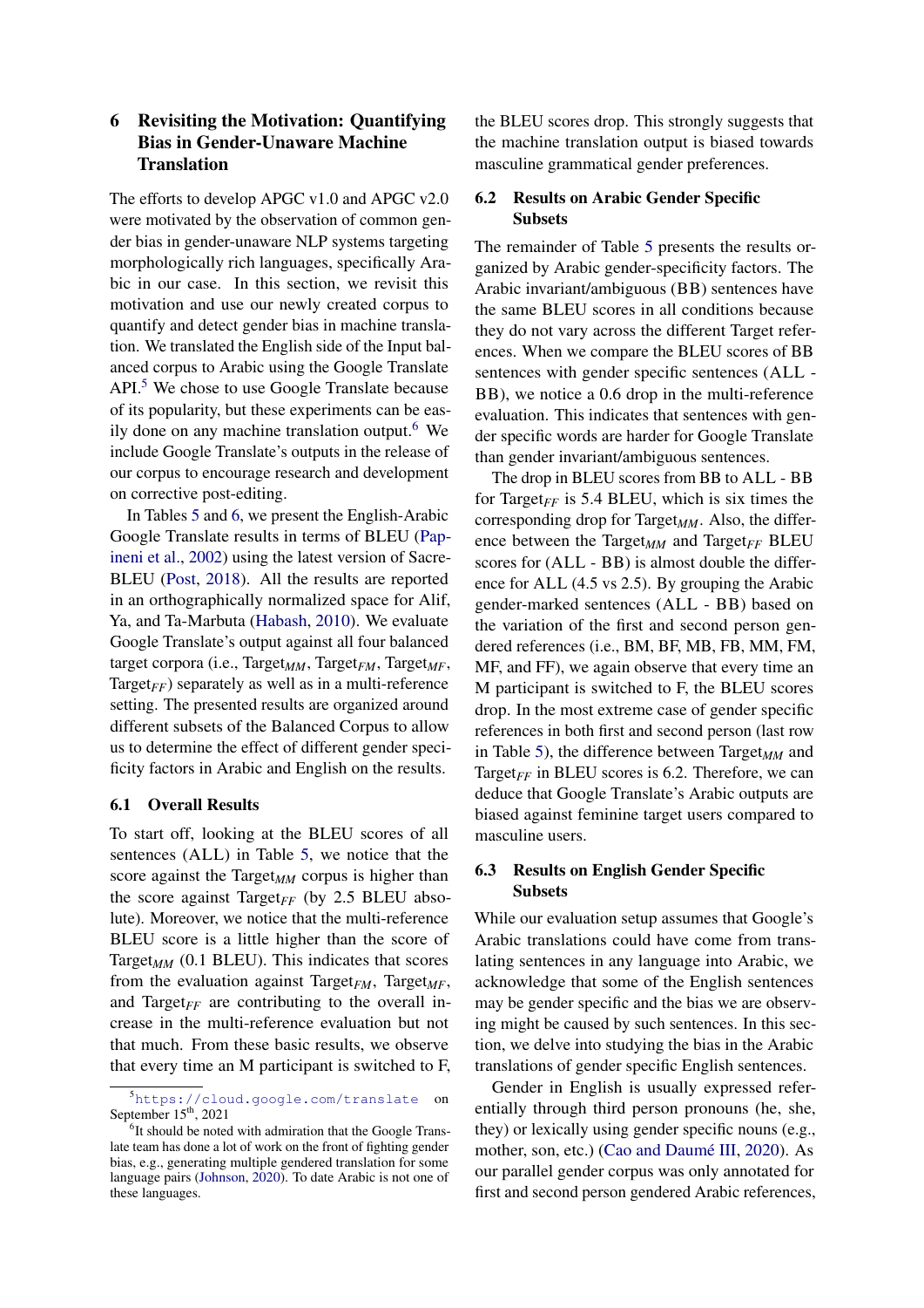## 6 Revisiting the Motivation: Quantifying Bias in Gender-Unaware Machine Translation

The efforts to develop APGC v1.0 and APGC v2.0 were motivated by the observation of common gender bias in gender-unaware NLP systems targeting morphologically rich languages, specifically Arabic in our case. In this section, we revisit this motivation and use our newly created corpus to quantify and detect gender bias in machine translation. We translated the English side of the Input balanced corpus to Arabic using the Google Translate API.[5] We chose to use Google Translate because of its popularity, but these experiments can be easily done on any machine translation output.[6] We include Google Translate's outputs in the release of our corpus to encourage research and development on corrective post-editing.

In Tables 5 and 6, we present the English-Arabic Google Translate results in terms of BLEU (Papineni et al., 2002) using the latest version of SacreBLEU (Post, 2018). All the results are reported in an orthographically normalized space for Alif, Ya, and Ta-Marbuta (Habash, 2010). We evaluate Google Translate's output against all four balanced target corpora (i.e., $\text{Target}_{MM}$, $\text{Target}_{FM}$, $\text{Target}_{MF}$, $\text{Target}_{FF}$) separately as well as in a multi-reference setting. The presented results are organized around different subsets of the Balanced Corpus to allow us to determine the effect of different gender specificity factors in Arabic and English on the results.

### 6.1 Overall Results

To start off, looking at the BLEU scores of all sentences (ALL) in Table 5, we notice that the score against the $\text{Target}_{MM}$ corpus is higher than the score against $\text{Target}_{FF}$ (by 2.5 BLEU absolute). Moreover, we notice that the multi-reference BLEU score is a little higher than the score of $\text{Target}_{MM}$ (0.1 BLEU). This indicates that scores from the evaluation against $\text{Target}_{FM}$, $\text{Target}_{MF}$, and $\text{Target}_{FF}$ are contributing to the overall increase in the multi-reference evaluation but not that much. From these basic results, we observe that every time an M participant is switched to F, the BLEU scores drop. This strongly suggests that the machine translation output is biased towards masculine grammatical gender preferences.

### 6.2 Results on Arabic Gender Specific Subsets

The remainder of Table 5 presents the results organized by Arabic gender-specificity factors. The Arabic invariant/ambiguous (BB) sentences have the same BLEU scores in all conditions because they do not vary across the different Target references. When we compare the BLEU scores of BB sentences with gender specific sentences (ALL - BB), we notice a 0.6 drop in the multi-reference evaluation. This indicates that sentences with gender specific words are harder for Google Translate than gender invariant/ambiguous sentences.

The drop in BLEU scores from BB to ALL - BB for $\text{Target}_{FF}$ is 5.4 BLEU, which is six times the corresponding drop for $\text{Target}_{MM}$. Also, the difference between the $\text{Target}_{MM}$ and $\text{Target}_{FF}$ BLEU scores for (ALL - BB) is almost double the difference for ALL (4.5 vs 2.5). By grouping the Arabic gender-marked sentences (ALL - BB) based on the variation of the first and second person gendered references (i.e., BM, BF, MB, FB, MM, FM, MF, and FF), we again observe that every time an M participant is switched to F, the BLEU scores drop. In the most extreme case of gender specific references in both first and second person (last row in Table 5), the difference between $\text{Target}_{MM}$ and $\text{Target}_{FF}$ in BLEU scores is 6.2. Therefore, we can deduce that Google Translate's Arabic outputs are biased against feminine target users compared to masculine users.

### 6.3 Results on English Gender Specific Subsets

While our evaluation setup assumes that Google's Arabic translations could have come from translating sentences in any language into Arabic, we acknowledge that some of the English sentences may be gender specific and the bias we are observing might be caused by such sentences. In this section, we delve into studying the bias in the Arabic translations of gender specific English sentences.

Gender in English is usually expressed referentially through third person pronouns (he, she, they) or lexically using gender specific nouns (e.g., mother, son, etc.) (Cao and Daumé III, 2020). As our parallel gender corpus was only annotated for first and second person gendered Arabic references,

[5] https://cloud.google.com/translate on September 15th, 2021

[6] It should be noted with admiration that the Google Translate team has done a lot of work on the front of fighting gender bias, e.g., generating multiple gendered translation for some language pairs (Johnson, 2020). To date Arabic is not one of these languages.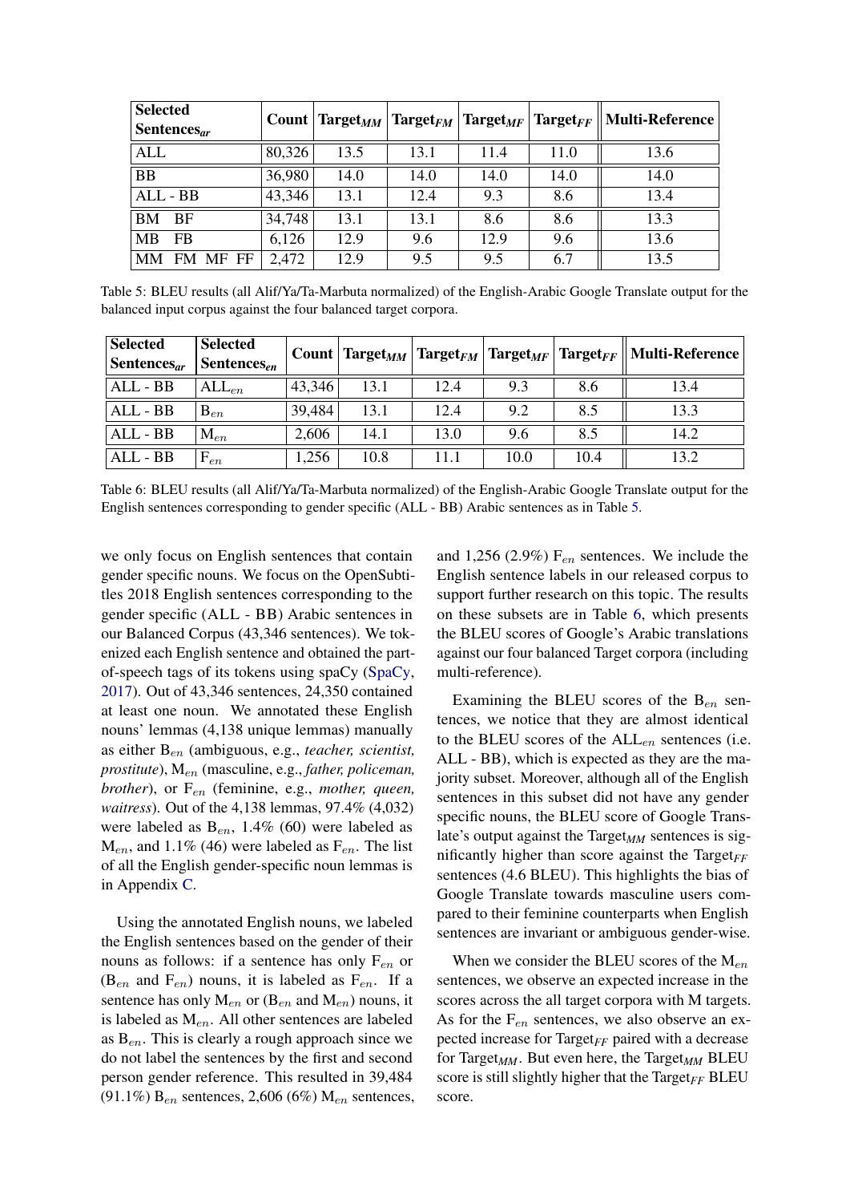| Selected Sentences$_{ar}$ | Count | Target$_{MM}$ | Target$_{FM}$ | Target$_{MF}$ | Target$_{FF}$ | Multi-Reference |
|---|---|---|---|---|---|---|
| ALL | 80,326 | 13.5 | 13.1 | 11.4 | 11.0 | 13.6 |
| BB | 36,980 | 14.0 | 14.0 | 14.0 | 14.0 | 14.0 |
| ALL - BB | 43,346 | 13.1 | 12.4 | 9.3 | 8.6 | 13.4 |
| BM BF | 34,748 | 13.1 | 13.1 | 8.6 | 8.6 | 13.3 |
| MB FB | 6,126 | 12.9 | 9.6 | 12.9 | 9.6 | 13.6 |
| MM FM MF FF | 2,472 | 12.9 | 9.5 | 9.5 | 6.7 | 13.5 |

Table 5: BLEU results (all Alif/Ya/Ta-Marbuta normalized) of the English-Arabic Google Translate output for the balanced input corpus against the four balanced target corpora.

| Selected Sentences$_{ar}$ | Selected Sentences$_{en}$ | Count | Target$_{MM}$ | Target$_{FM}$ | Target$_{MF}$ | Target$_{FF}$ | Multi-Reference |
|---|---|---|---|---|---|---|---|
| ALL - BB | ALL$_{en}$ | 43,346 | 13.1 | 12.4 | 9.3 | 8.6 | 13.4 |
| ALL - BB | B$_{en}$ | 39,484 | 13.1 | 12.4 | 9.2 | 8.5 | 13.3 |
| ALL - BB | M$_{en}$ | 2,606 | 14.1 | 13.0 | 9.6 | 8.5 | 14.2 |
| ALL - BB | F$_{en}$ | 1,256 | 10.8 | 11.1 | 10.0 | 10.4 | 13.2 |

Table 6: BLEU results (all Alif/Ya/Ta-Marbuta normalized) of the English-Arabic Google Translate output for the English sentences corresponding to gender specific (ALL - BB) Arabic sentences as in Table 5.

we only focus on English sentences that contain gender specific nouns. We focus on the OpenSubtitles 2018 English sentences corresponding to the gender specific (ALL - BB) Arabic sentences in our Balanced Corpus (43,346 sentences). We tokenized each English sentence and obtained the part-of-speech tags of its tokens using spaCy (SpaCy, 2017). Out of 43,346 sentences, 24,350 contained at least one noun. We annotated these English nouns' lemmas (4,138 unique lemmas) manually as either B$_{en}$ (ambiguous, e.g., *teacher, scientist, prostitute*), M$_{en}$ (masculine, e.g., *father, policeman, brother*), or F$_{en}$ (feminine, e.g., *mother, queen, waitress*). Out of the 4,138 lemmas, 97.4% (4,032) were labeled as B$_{en}$, 1.4% (60) were labeled as M$_{en}$, and 1.1% (46) were labeled as F$_{en}$. The list of all the English gender-specific noun lemmas is in Appendix C.

Using the annotated English nouns, we labeled the English sentences based on the gender of their nouns as follows: if a sentence has only F$_{en}$ or (B$_{en}$ and F$_{en}$) nouns, it is labeled as F$_{en}$. If a sentence has only M$_{en}$ or (B$_{en}$ and M$_{en}$) nouns, it is labeled as M$_{en}$. All other sentences are labeled as B$_{en}$. This is clearly a rough approach since we do not label the sentences by the first and second person gender reference. This resulted in 39,484 (91.1%) B$_{en}$ sentences, 2,606 (6%) M$_{en}$ sentences, and 1,256 (2.9%) F$_{en}$ sentences. We include the English sentence labels in our released corpus to support further research on this topic. The results on these subsets are in Table 6, which presents the BLEU scores of Google's Arabic translations against our four balanced Target corpora (including multi-reference).

Examining the BLEU scores of the B$_{en}$ sentences, we notice that they are almost identical to the BLEU scores of the ALL$_{en}$ sentences (i.e. ALL - BB), which is expected as they are the majority subset. Moreover, although all of the English sentences in this subset did not have any gender specific nouns, the BLEU score of Google Translate's output against the Target$_{MM}$ sentences is significantly higher than score against the Target$_{FF}$ sentences (4.6 BLEU). This highlights the bias of Google Translate towards masculine users compared to their feminine counterparts when English sentences are invariant or ambiguous gender-wise.

When we consider the BLEU scores of the M$_{en}$ sentences, we observe an expected increase in the scores across the all target corpora with M targets. As for the F$_{en}$ sentences, we also observe an expected increase for Target$_{FF}$ paired with a decrease for Target$_{MM}$. But even here, the Target$_{MM}$ BLEU score is still slightly higher that the Target$_{FF}$ BLEU score.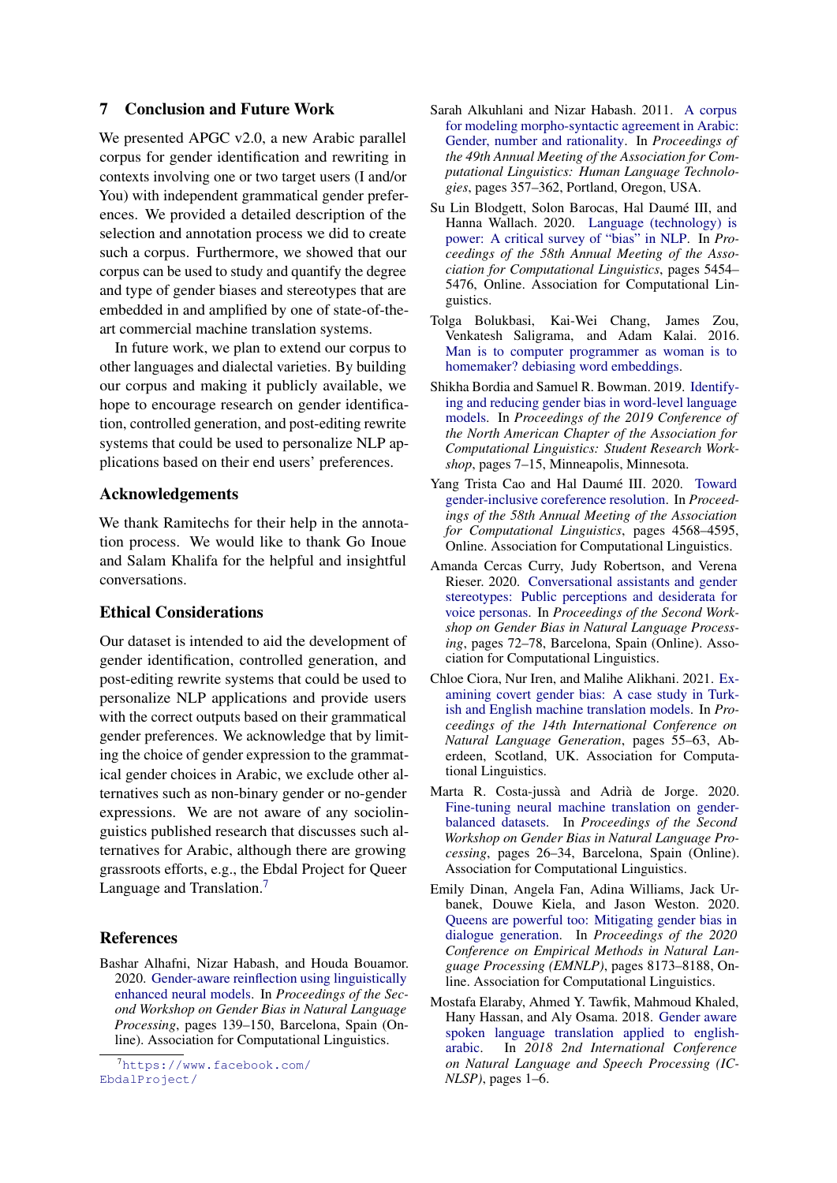## 7 Conclusion and Future Work

We presented APGC v2.0, a new Arabic parallel corpus for gender identification and rewriting in contexts involving one or two target users (I and/or You) with independent grammatical gender preferences. We provided a detailed description of the selection and annotation process we did to create such a corpus. Furthermore, we showed that our corpus can be used to study and quantify the degree and type of gender biases and stereotypes that are embedded in and amplified by one of state-of-the-art commercial machine translation systems.

In future work, we plan to extend our corpus to other languages and dialectal varieties. By building our corpus and making it publicly available, we hope to encourage research on gender identification, controlled generation, and post-editing rewrite systems that could be used to personalize NLP applications based on their end users' preferences.

## Acknowledgements

We thank Ramitechs for their help in the annotation process. We would like to thank Go Inoue and Salam Khalifa for the helpful and insightful conversations.

## Ethical Considerations

Our dataset is intended to aid the development of gender identification, controlled generation, and post-editing rewrite systems that could be used to personalize NLP applications and provide users with the correct outputs based on their grammatical gender preferences. We acknowledge that by limiting the choice of gender expression to the grammatical gender choices in Arabic, we exclude other alternatives such as non-binary gender or no-gender expressions. We are not aware of any sociolinguistics published research that discusses such alternatives for Arabic, although there are growing grassroots efforts, e.g., the Ebdal Project for Queer Language and Translation.[7]

[7] https://www.facebook.com/EbdalProject/

## References

Bashar Alhafni, Nizar Habash, and Houda Bouamor. 2020. Gender-aware reinflection using linguistically enhanced neural models. In *Proceedings of the Second Workshop on Gender Bias in Natural Language Processing*, pages 139–150, Barcelona, Spain (Online). Association for Computational Linguistics.

Sarah Alkuhlani and Nizar Habash. 2011. A corpus for modeling morpho-syntactic agreement in Arabic: Gender, number and rationality. In *Proceedings of the 49th Annual Meeting of the Association for Computational Linguistics: Human Language Technologies*, pages 357–362, Portland, Oregon, USA.

Su Lin Blodgett, Solon Barocas, Hal Daumé III, and Hanna Wallach. 2020. Language (technology) is power: A critical survey of "bias" in NLP. In *Proceedings of the 58th Annual Meeting of the Association for Computational Linguistics*, pages 5454–5476, Online. Association for Computational Linguistics.

Tolga Bolukbasi, Kai-Wei Chang, James Zou, Venkatesh Saligrama, and Adam Kalai. 2016. Man is to computer programmer as woman is to homemaker? debiasing word embeddings.

Shikha Bordia and Samuel R. Bowman. 2019. Identifying and reducing gender bias in word-level language models. In *Proceedings of the 2019 Conference of the North American Chapter of the Association for Computational Linguistics: Student Research Workshop*, pages 7–15, Minneapolis, Minnesota.

Yang Trista Cao and Hal Daumé III. 2020. Toward gender-inclusive coreference resolution. In *Proceedings of the 58th Annual Meeting of the Association for Computational Linguistics*, pages 4568–4595, Online. Association for Computational Linguistics.

Amanda Cercas Curry, Judy Robertson, and Verena Rieser. 2020. Conversational assistants and gender stereotypes: Public perceptions and desiderata for voice personas. In *Proceedings of the Second Workshop on Gender Bias in Natural Language Processing*, pages 72–78, Barcelona, Spain (Online). Association for Computational Linguistics.

Chloe Ciora, Nur Iren, and Malihe Alikhani. 2021. Examining covert gender bias: A case study in Turkish and English machine translation models. In *Proceedings of the 14th International Conference on Natural Language Generation*, pages 55–63, Aberdeen, Scotland, UK. Association for Computational Linguistics.

Marta R. Costa-jussà and Adrià de Jorge. 2020. Fine-tuning neural machine translation on gender-balanced datasets. In *Proceedings of the Second Workshop on Gender Bias in Natural Language Processing*, pages 26–34, Barcelona, Spain (Online). Association for Computational Linguistics.

Emily Dinan, Angela Fan, Adina Williams, Jack Urbanek, Douwe Kiela, and Jason Weston. 2020. Queens are powerful too: Mitigating gender bias in dialogue generation. In *Proceedings of the 2020 Conference on Empirical Methods in Natural Language Processing (EMNLP)*, pages 8173–8188, Online. Association for Computational Linguistics.

Mostafa Elaraby, Ahmed Y. Tawfik, Mahmoud Khaled, Hany Hassan, and Aly Osama. 2018. Gender aware spoken language translation applied to english-arabic. In *2018 2nd International Conference on Natural Language and Speech Processing (ICNLSP)*, pages 1–6.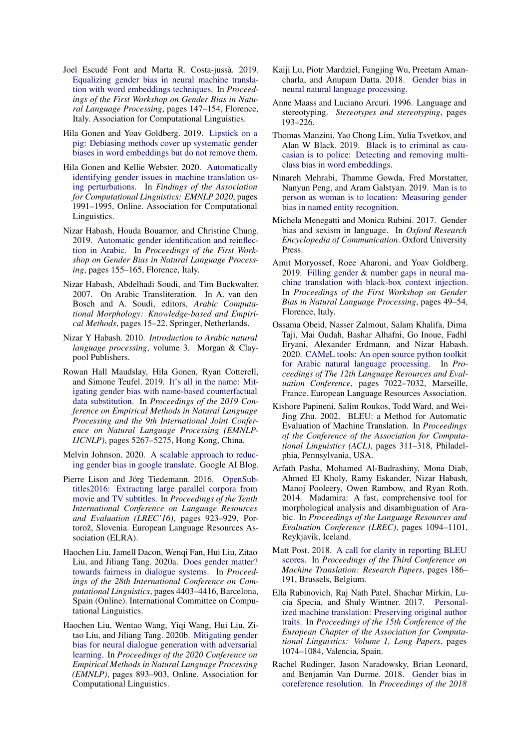Joel Escudé Font and Marta R. Costa-jussà. 2019. Equalizing gender bias in neural machine translation with word embeddings techniques. In *Proceedings of the First Workshop on Gender Bias in Natural Language Processing*, pages 147–154, Florence, Italy. Association for Computational Linguistics.

Hila Gonen and Yoav Goldberg. 2019. Lipstick on a pig: Debiasing methods cover up systematic gender biases in word embeddings but do not remove them.

Hila Gonen and Kellie Webster. 2020. Automatically identifying gender issues in machine translation using perturbations. In *Findings of the Association for Computational Linguistics: EMNLP 2020*, pages 1991–1995, Online. Association for Computational Linguistics.

Nizar Habash, Houda Bouamor, and Christine Chung. 2019. Automatic gender identification and reinflection in Arabic. In *Proceedings of the First Workshop on Gender Bias in Natural Language Processing*, pages 155–165, Florence, Italy.

Nizar Habash, Abdelhadi Soudi, and Tim Buckwalter. 2007. On Arabic Transliteration. In A. van den Bosch and A. Soudi, editors, *Arabic Computational Morphology: Knowledge-based and Empirical Methods*, pages 15–22. Springer, Netherlands.

Nizar Y Habash. 2010. *Introduction to Arabic natural language processing*, volume 3. Morgan & Claypool Publishers.

Rowan Hall Maudslay, Hila Gonen, Ryan Cotterell, and Simone Teufel. 2019. It's all in the name: Mitigating gender bias with name-based counterfactual data substitution. In *Proceedings of the 2019 Conference on Empirical Methods in Natural Language Processing and the 9th International Joint Conference on Natural Language Processing (EMNLP-IJCNLP)*, pages 5267–5275, Hong Kong, China.

Melvin Johnson. 2020. A scalable approach to reducing gender bias in google translate. Google AI Blog.

Pierre Lison and Jörg Tiedemann. 2016. OpenSubtitles2016: Extracting large parallel corpora from movie and TV subtitles. In *Proceedings of the Tenth International Conference on Language Resources and Evaluation (LREC'16)*, pages 923–929, Portorož, Slovenia. European Language Resources Association (ELRA).

Haochen Liu, Jamell Dacon, Wenqi Fan, Hui Liu, Zitao Liu, and Jiliang Tang. 2020a. Does gender matter? towards fairness in dialogue systems. In *Proceedings of the 28th International Conference on Computational Linguistics*, pages 4403–4416, Barcelona, Spain (Online). International Committee on Computational Linguistics.

Haochen Liu, Wentao Wang, Yiqi Wang, Hui Liu, Zitao Liu, and Jiliang Tang. 2020b. Mitigating gender bias for neural dialogue generation with adversarial learning. In *Proceedings of the 2020 Conference on Empirical Methods in Natural Language Processing (EMNLP)*, pages 893–903, Online. Association for Computational Linguistics.

Kaiji Lu, Piotr Mardziel, Fangjing Wu, Preetam Amancharla, and Anupam Datta. 2018. Gender bias in neural natural language processing.

Anne Maass and Luciano Arcuri. 1996. Language and stereotyping. *Stereotypes and stereotyping*, pages 193–226.

Thomas Manzini, Yao Chong Lim, Yulia Tsvetkov, and Alan W Black. 2019. Black is to criminal as caucasian is to police: Detecting and removing multiclass bias in word embeddings.

Ninareh Mehrabi, Thamme Gowda, Fred Morstatter, Nanyun Peng, and Aram Galstyan. 2019. Man is to person as woman is to location: Measuring gender bias in named entity recognition.

Michela Menegatti and Monica Rubini. 2017. Gender bias and sexism in language. In *Oxford Research Encyclopedia of Communication*. Oxford University Press.

Amit Moryossef, Roee Aharoni, and Yoav Goldberg. 2019. Filling gender & number gaps in neural machine translation with black-box context injection. In *Proceedings of the First Workshop on Gender Bias in Natural Language Processing*, pages 49–54, Florence, Italy.

Ossama Obeid, Nasser Zalmout, Salam Khalifa, Dima Taji, Mai Oudah, Bashar Alhafni, Go Inoue, Fadhl Eryani, Alexander Erdmann, and Nizar Habash. 2020. CAMeL tools: An open source python toolkit for Arabic natural language processing. In *Proceedings of The 12th Language Resources and Evaluation Conference*, pages 7022–7032, Marseille, France. European Language Resources Association.

Kishore Papineni, Salim Roukos, Todd Ward, and Wei-Jing Zhu. 2002. BLEU: a Method for Automatic Evaluation of Machine Translation. In *Proceedings of the Conference of the Association for Computational Linguistics (ACL)*, pages 311–318, Philadelphia, Pennsylvania, USA.

Arfath Pasha, Mohamed Al-Badrashiny, Mona Diab, Ahmed El Kholy, Ramy Eskander, Nizar Habash, Manoj Pooleery, Owen Rambow, and Ryan Roth. 2014. Madamira: A fast, comprehensive tool for morphological analysis and disambiguation of Arabic. In *Proceedings of the Language Resources and Evaluation Conference (LREC)*, pages 1094–1101, Reykjavik, Iceland.

Matt Post. 2018. A call for clarity in reporting BLEU scores. In *Proceedings of the Third Conference on Machine Translation: Research Papers*, pages 186–191, Brussels, Belgium.

Ella Rabinovich, Raj Nath Patel, Shachar Mirkin, Lucia Specia, and Shuly Wintner. 2017. Personalized machine translation: Preserving original author traits. In *Proceedings of the 15th Conference of the European Chapter of the Association for Computational Linguistics: Volume 1, Long Papers*, pages 1074–1084, Valencia, Spain.

Rachel Rudinger, Jason Naradowsky, Brian Leonard, and Benjamin Van Durme. 2018. Gender bias in coreference resolution. In *Proceedings of the 2018*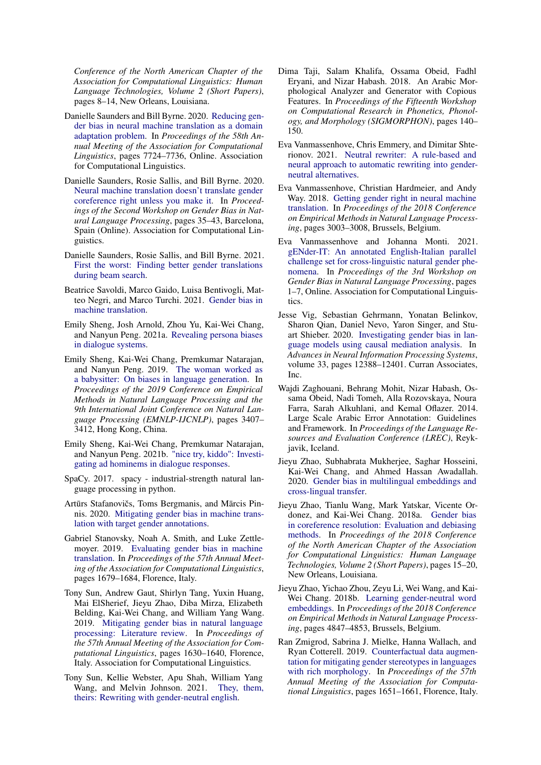*Conference of the North American Chapter of the Association for Computational Linguistics: Human Language Technologies, Volume 2 (Short Papers)*, pages 8–14, New Orleans, Louisiana.

Danielle Saunders and Bill Byrne. 2020. Reducing gender bias in neural machine translation as a domain adaptation problem. In *Proceedings of the 58th Annual Meeting of the Association for Computational Linguistics*, pages 7724–7736, Online. Association for Computational Linguistics.

Danielle Saunders, Rosie Sallis, and Bill Byrne. 2020. Neural machine translation doesn't translate gender coreference right unless you make it. In *Proceedings of the Second Workshop on Gender Bias in Natural Language Processing*, pages 35–43, Barcelona, Spain (Online). Association for Computational Linguistics.

Danielle Saunders, Rosie Sallis, and Bill Byrne. 2021. First the worst: Finding better gender translations during beam search.

Beatrice Savoldi, Marco Gaido, Luisa Bentivogli, Matteo Negri, and Marco Turchi. 2021. Gender bias in machine translation.

Emily Sheng, Josh Arnold, Zhou Yu, Kai-Wei Chang, and Nanyun Peng. 2021a. Revealing persona biases in dialogue systems.

Emily Sheng, Kai-Wei Chang, Premkumar Natarajan, and Nanyun Peng. 2019. The woman worked as a babysitter: On biases in language generation. In *Proceedings of the 2019 Conference on Empirical Methods in Natural Language Processing and the 9th International Joint Conference on Natural Language Processing (EMNLP-IJCNLP)*, pages 3407–3412, Hong Kong, China.

Emily Sheng, Kai-Wei Chang, Premkumar Natarajan, and Nanyun Peng. 2021b. "nice try, kiddo": Investigating ad hominems in dialogue responses.

SpaCy. 2017. spacy - industrial-strength natural language processing in python.

Artūrs Stafanovičs, Toms Bergmanis, and Mārcis Pinnis. 2020. Mitigating gender bias in machine translation with target gender annotations.

Gabriel Stanovsky, Noah A. Smith, and Luke Zettlemoyer. 2019. Evaluating gender bias in machine translation. In *Proceedings of the 57th Annual Meeting of the Association for Computational Linguistics*, pages 1679–1684, Florence, Italy.

Tony Sun, Andrew Gaut, Shirlyn Tang, Yuxin Huang, Mai ElSherief, Jieyu Zhao, Diba Mirza, Elizabeth Belding, Kai-Wei Chang, and William Yang Wang. 2019. Mitigating gender bias in natural language processing: Literature review. In *Proceedings of the 57th Annual Meeting of the Association for Computational Linguistics*, pages 1630–1640, Florence, Italy. Association for Computational Linguistics.

Tony Sun, Kellie Webster, Apu Shah, William Yang Wang, and Melvin Johnson. 2021. They, them, theirs: Rewriting with gender-neutral english.

Dima Taji, Salam Khalifa, Ossama Obeid, Fadhl Eryani, and Nizar Habash. 2018. An Arabic Morphological Analyzer and Generator with Copious Features. In *Proceedings of the Fifteenth Workshop on Computational Research in Phonetics, Phonology, and Morphology (SIGMORPHON)*, pages 140–150.

Eva Vanmassenhove, Chris Emmery, and Dimitar Shterionov. 2021. Neutral rewriter: A rule-based and neural approach to automatic rewriting into gender-neutral alternatives.

Eva Vanmassenhove, Christian Hardmeier, and Andy Way. 2018. Getting gender right in neural machine translation. In *Proceedings of the 2018 Conference on Empirical Methods in Natural Language Processing*, pages 3003–3008, Brussels, Belgium.

Eva Vanmassenhove and Johanna Monti. 2021. gENder-IT: An annotated English-Italian parallel challenge set for cross-linguistic natural gender phenomena. In *Proceedings of the 3rd Workshop on Gender Bias in Natural Language Processing*, pages 1–7, Online. Association for Computational Linguistics.

Jesse Vig, Sebastian Gehrmann, Yonatan Belinkov, Sharon Qian, Daniel Nevo, Yaron Singer, and Stuart Shieber. 2020. Investigating gender bias in language models using causal mediation analysis. In *Advances in Neural Information Processing Systems*, volume 33, pages 12388–12401. Curran Associates, Inc.

Wajdi Zaghouani, Behrang Mohit, Nizar Habash, Ossama Obeid, Nadi Tomeh, Alla Rozovskaya, Noura Farra, Sarah Alkuhlani, and Kemal Oflazer. 2014. Large Scale Arabic Error Annotation: Guidelines and Framework. In *Proceedings of the Language Resources and Evaluation Conference (LREC)*, Reykjavik, Iceland.

Jieyu Zhao, Subhabrata Mukherjee, Saghar Hosseini, Kai-Wei Chang, and Ahmed Hassan Awadallah. 2020. Gender bias in multilingual embeddings and cross-lingual transfer.

Jieyu Zhao, Tianlu Wang, Mark Yatskar, Vicente Ordonez, and Kai-Wei Chang. 2018a. Gender bias in coreference resolution: Evaluation and debiasing methods. In *Proceedings of the 2018 Conference of the North American Chapter of the Association for Computational Linguistics: Human Language Technologies, Volume 2 (Short Papers)*, pages 15–20, New Orleans, Louisiana.

Jieyu Zhao, Yichao Zhou, Zeyu Li, Wei Wang, and Kai-Wei Chang. 2018b. Learning gender-neutral word embeddings. In *Proceedings of the 2018 Conference on Empirical Methods in Natural Language Processing*, pages 4847–4853, Brussels, Belgium.

Ran Zmigrod, Sabrina J. Mielke, Hanna Wallach, and Ryan Cotterell. 2019. Counterfactual data augmentation for mitigating gender stereotypes in languages with rich morphology. In *Proceedings of the 57th Annual Meeting of the Association for Computational Linguistics*, pages 1651–1661, Florence, Italy.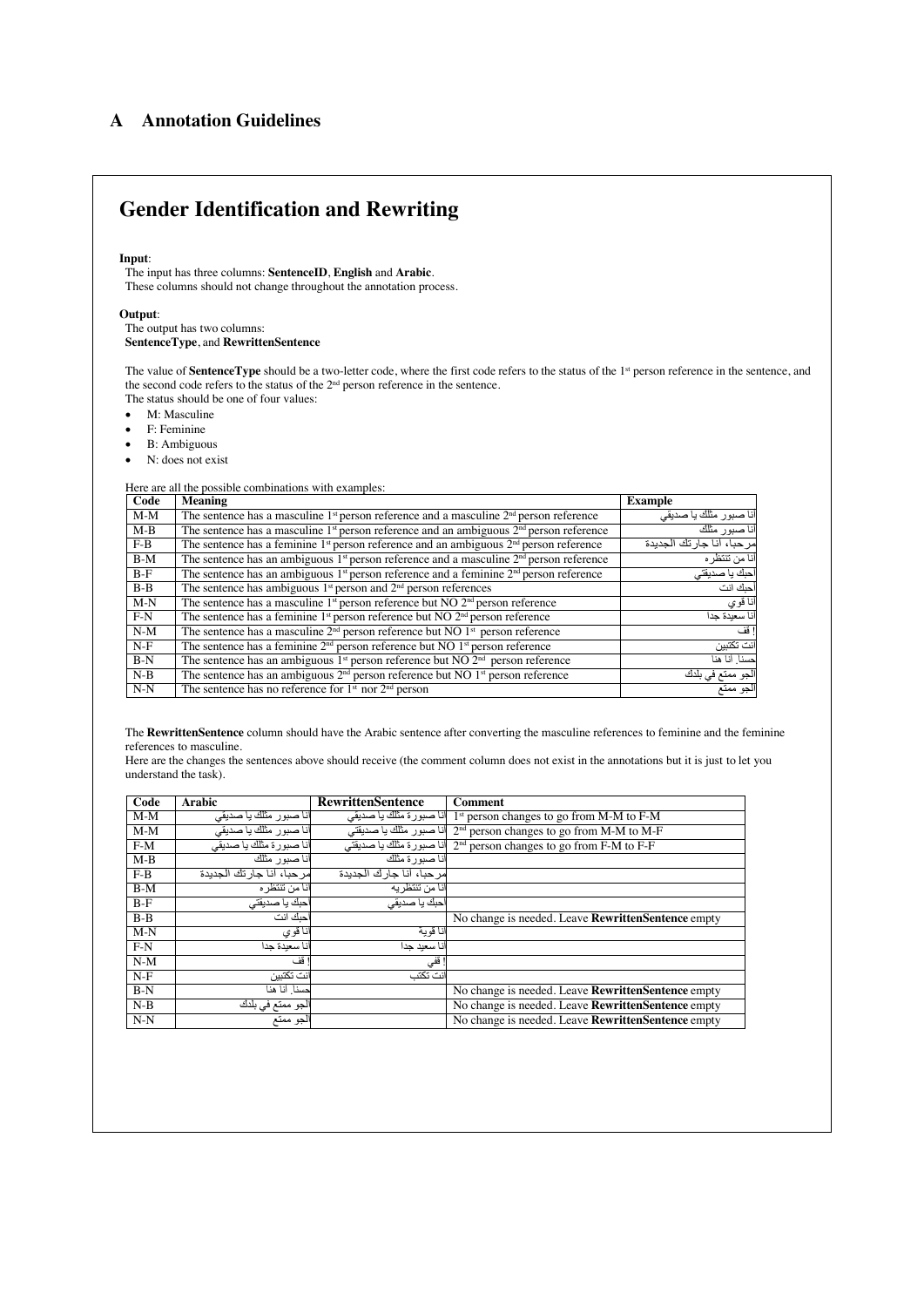## A Annotation Guidelines

# Gender Identification and Rewriting

**Input**:
The input has three columns: **SentenceID**, **English** and **Arabic**.
These columns should not change throughout the annotation process.

**Output**:
The output has two columns:
**SentenceType**, and **RewrittenSentence**

The value of **SentenceType** should be a two-letter code, where the first code refers to the status of the 1st person reference in the sentence, and the second code refers to the status of the 2nd person reference in the sentence.
The status should be one of four values:

- M: Masculine
- F: Feminine
- B: Ambiguous
- N: does not exist

Here are all the possible combinations with examples:

| Code | Meaning | Example |
|---|---|---|
| M-M | The sentence has a masculine 1st person reference and a masculine 2nd person reference | انا صبور مثلك يا صديقي |
| M-B | The sentence has a masculine 1st person reference and an ambiguous 2nd person reference | انا صبور مثلك |
| F-B | The sentence has a feminine 1st person reference and an ambiguous 2nd person reference | مرحبا، انا جارتك الجديدة |
| B-M | The sentence has an ambiguous 1st person reference and a masculine 2nd person reference | انا من تنتظره |
| B-F | The sentence has an ambiguous 1st person reference and a feminine 2nd person reference | احبك يا صديقتي |
| B-B | The sentence has ambiguous 1st person and 2nd person references | احبك انت |
| M-N | The sentence has a masculine 1st person reference but NO 2nd person reference | انا قوي |
| F-N | The sentence has a feminine 1st person reference but NO 2nd person reference | انا سعيدة جدا |
| N-M | The sentence has a masculine 2nd person reference but NO 1st person reference | ! قف |
| N-F | The sentence has a feminine 2nd person reference but NO 1st person reference | انت تكتبين |
| B-N | The sentence has an ambiguous 1st person reference but NO 2nd person reference | حسنا. انا هنا |
| N-B | The sentence has an ambiguous 2nd person reference but NO 1st person reference | الجو ممتع في بلدك |
| N-N | The sentence has no reference for 1st nor 2nd person | الجو ممتع |

The **RewrittenSentence** column should have the Arabic sentence after converting the masculine references to feminine and the feminine references to masculine.
Here are the changes the sentences above should receive (the comment column does not exist in the annotations but it is just to let you understand the task).

| Code | Arabic | RewrittenSentence | Comment |
|---|---|---|---|
| M-M | انا صبور مثلك يا صديقي | انا صبورة مثلك يا صديقي | 1st person changes to go from M-M to F-M |
| M-M | انا صبور مثلك يا صديقي | انا صبور مثلك يا صديقتي | 2nd person changes to go from M-M to M-F |
| F-M | انا صبورة مثلك يا صديقي | انا صبورة مثلك يا صديقتي | 2nd person changes to go from F-M to F-F |
| M-B | انا صبور مثلك | انا صبورة مثلك | |
| F-B | مرحبا، انا جارتك الجديدة | مرحبا، انا جارك الجديدة | |
| B-M | انا من تنتظره | انا من تنتظريه | |
| B-F | احبك يا صديقتي | احبك يا صديقي | |
| B-B | احبك انت | | No change is needed. Leave **RewrittenSentence** empty |
| M-N | انا قوي | انا قوية | |
| F-N | انا سعيدة جدا | انا سعيد جدا | |
| N-M | ! قف | ! قفي | |
| N-F | انت تكتبين | انت تكتب | |
| B-N | حسنا. انا هنا | | No change is needed. Leave **RewrittenSentence** empty |
| N-B | الجو ممتع في بلدك | | No change is needed. Leave **RewrittenSentence** empty |
| N-N | الجو ممتع | | No change is needed. Leave **RewrittenSentence** empty |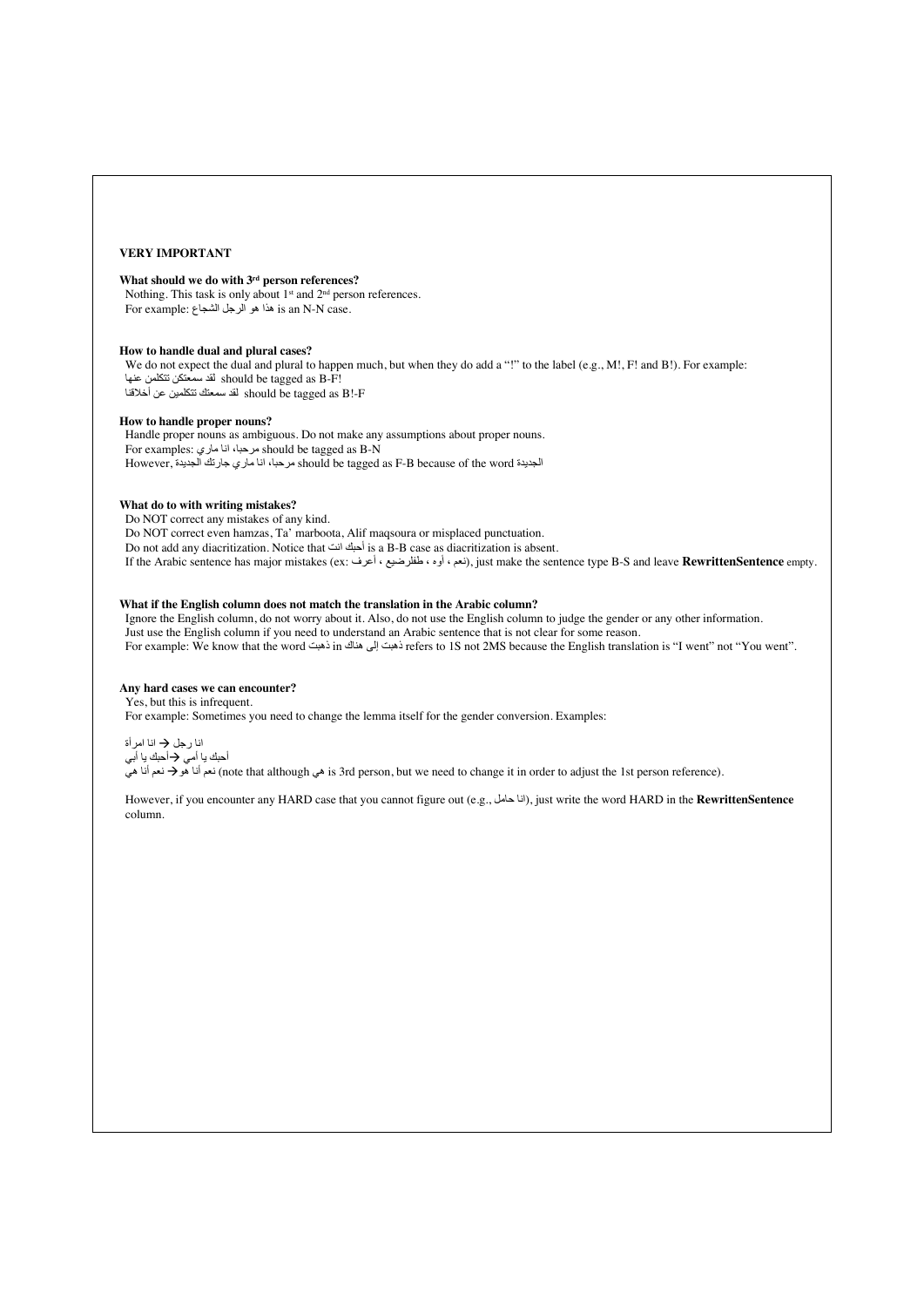**VERY IMPORTANT**

**What should we do with 3rd person references?**

Nothing. This task is only about 1st and 2nd person references.
For example: هذا هو الرجل الشجاع is an N-N case.

**How to handle dual and plural cases?**

We do not expect the dual and plural to happen much, but when they do add a "!" to the label (e.g., M!, F! and B!). For example:
لقد سمعتكن تتكلمن عنها should be tagged as B-F!
لقد سمعتك تتكلمين عن أخلاقنا should be tagged as B!-F

**How to handle proper nouns?**

Handle proper nouns as ambiguous. Do not make any assumptions about proper nouns.
For examples: مرحبا، انا ماري should be tagged as B-N
However, مرحبا، انا ماري جارتك الجديدة should be tagged as F-B because of the word الجديدة

**What do to with writing mistakes?**

Do NOT correct any mistakes of any kind.
Do NOT correct even hamzas, Ta' marboota, Alif maqsoura or misplaced punctuation.
Do not add any diacritization. Notice that أحبك انت is a B-B case as diacritization is absent.
If the Arabic sentence has major mistakes (ex: نعم ، أوه ، طفلرضيع ، أعرف), just make the sentence type B-S and leave **RewrittenSentence** empty.

**What if the English column does not match the translation in the Arabic column?**

Ignore the English column, do not worry about it. Also, do not use the English column to judge the gender or any other information.
Just use the English column if you need to understand an Arabic sentence that is not clear for some reason.
For example: We know that the word ذهبت in ذهبت إلى هناك refers to 1S not 2MS because the English translation is "I went" not "You went".

**Any hard cases we can encounter?**

Yes, but this is infrequent.
For example: Sometimes you need to change the lemma itself for the gender conversion. Examples:

انا رجل → انا امرأة
أحبك يا أمي → أحبك يا أبي
نعم أنا هو → نعم أنا هي (note that although هي is 3rd person, but we need to change it in order to adjust the 1st person reference).

However, if you encounter any HARD case that you cannot figure out (e.g., انا حامل), just write the word HARD in the **RewrittenSentence** column.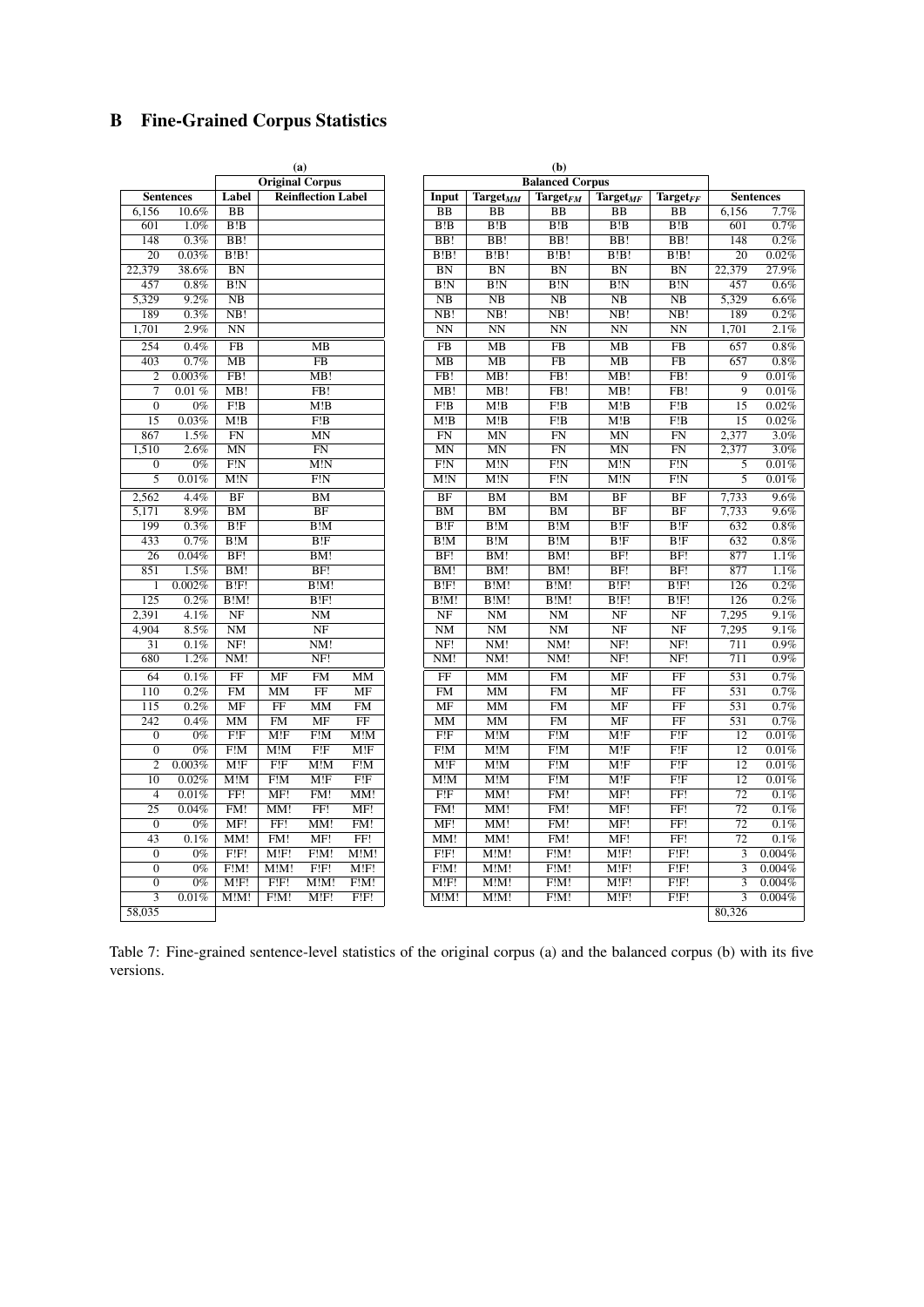## B Fine-Grained Corpus Statistics

**(a) Original Corpus**

| Sentences | | Label | Reinflection Label | | |
|---|---|---|---|---|---|
| 6,156 | 10.6% | BB | | | |
| 601 | 1.0% | B!B | | | |
| 148 | 0.3% | BB! | | | |
| 20 | 0.03% | B!B! | | | |
| 22,379 | 38.6% | BN | | | |
| 457 | 0.8% | B!N | | | |
| 5,329 | 9.2% | NB | | | |
| 189 | 0.3% | NB! | | | |
| 1,701 | 2.9% | NN | | | |
| 254 | 0.4% | FB | MB | | |
| 403 | 0.7% | MB | FB | | |
| 2 | 0.003% | FB! | MB! | | |
| 7 | 0.01 % | MB! | FB! | | |
| 0 | 0% | F!B | M!B | | |
| 15 | 0.03% | M!B | F!B | | |
| 867 | 1.5% | FN | MN | | |
| 1,510 | 2.6% | MN | FN | | |
| 0 | 0% | F!N | M!N | | |
| 5 | 0.01% | M!N | F!N | | |
| 2,562 | 4.4% | BF | BM | | |
| 5,171 | 8.9% | BM | BF | | |
| 199 | 0.3% | B!F | B!M | | |
| 433 | 0.7% | B!M | B!F | | |
| 26 | 0.04% | BF! | BM! | | |
| 851 | 1.5% | BM! | BF! | | |
| 1 | 0.002% | B!F! | B!M! | | |
| 125 | 0.2% | B!M! | B!F! | | |
| 2,391 | 4.1% | NF | NM | | |
| 4,904 | 8.5% | NM | NF | | |
| 31 | 0.1% | NF! | NM! | | |
| 680 | 1.2% | NM! | NF! | | |
| 64 | 0.1% | FF | MF | FM | MM |
| 110 | 0.2% | FM | MM | FF | MF |
| 115 | 0.2% | MF | FF | MM | FM |
| 242 | 0.4% | MM | FM | MF | FF |
| 0 | 0% | F!F | M!F | F!M | M!M |
| 0 | 0% | F!M | M!M | F!F | M!F |
| 2 | 0.003% | M!F | F!F | M!M | F!M |
| 10 | 0.02% | M!M | F!M | M!F | F!F |
| 4 | 0.01% | FF! | MF! | FM! | MM! |
| 25 | 0.04% | FM! | MM! | FF! | MF! |
| 0 | 0% | MF! | FF! | MM! | FM! |
| 43 | 0.1% | MM! | FM! | MF! | FF! |
| 0 | 0% | F!F! | M!F! | F!M! | M!M! |
| 0 | 0% | F!M! | M!M! | F!F! | M!F! |
| 0 | 0% | M!F! | F!F! | M!M! | F!M! |
| 3 | 0.01% | M!M! | F!M! | M!F! | F!F! |
| 58,035 | | | | | |

**(b) Balanced Corpus**

| Input | Target$_{MM}$ | Target$_{FM}$ | Target$_{MF}$ | Target$_{FF}$ | Sentences | |
|---|---|---|---|---|---|---|
| BB | BB | BB | BB | BB | 6,156 | 7.7% |
| B!B | B!B | B!B | B!B | B!B | 601 | 0.7% |
| BB! | BB! | BB! | BB! | BB! | 148 | 0.2% |
| B!B! | B!B! | B!B! | B!B! | B!B! | 20 | 0.02% |
| BN | BN | BN | BN | BN | 22,379 | 27.9% |
| B!N | B!N | B!N | B!N | B!N | 457 | 0.6% |
| NB | NB | NB | NB | NB | 5,329 | 6.6% |
| NB! | NB! | NB! | NB! | NB! | 189 | 0.2% |
| NN | NN | NN | NN | NN | 1,701 | 2.1% |
| FB | MB | FB | MB | FB | 657 | 0.8% |
| MB | MB | FB | MB | FB | 657 | 0.8% |
| FB! | MB! | FB! | MB! | FB! | 9 | 0.01% |
| MB! | MB! | FB! | MB! | FB! | 9 | 0.01% |
| F!B | M!B | F!B | M!B | F!B | 15 | 0.02% |
| M!B | M!B | F!B | M!B | F!B | 15 | 0.02% |
| FN | MN | FN | MN | FN | 2,377 | 3.0% |
| MN | MN | FN | MN | FN | 2,377 | 3.0% |
| F!N | M!N | F!N | M!N | F!N | 5 | 0.01% |
| M!N | M!N | F!N | M!N | F!N | 5 | 0.01% |
| BF | BM | BM | BF | BF | 7,733 | 9.6% |
| BM | BM | BM | BF | BF | 7,733 | 9.6% |
| B!F | B!M | B!M | B!F | B!F | 632 | 0.8% |
| B!M | B!M | B!M | B!F | B!F | 632 | 0.8% |
| BF! | BM! | BM! | BF! | BF! | 877 | 1.1% |
| BM! | BM! | BM! | BF! | BF! | 877 | 1.1% |
| B!F! | B!M! | B!M! | B!F! | B!F! | 126 | 0.2% |
| B!M! | B!M! | B!M! | B!F! | B!F! | 126 | 0.2% |
| NF | NM | NM | NF | NF | 7,295 | 9.1% |
| NM | NM | NM | NF | NF | 7,295 | 9.1% |
| NF! | NM! | NM! | NF! | NF! | 711 | 0.9% |
| NM! | NM! | NM! | NF! | NF! | 711 | 0.9% |
| FF | MM | FM | MF | FF | 531 | 0.7% |
| FM | MM | FM | MF | FF | 531 | 0.7% |
| MF | MM | FM | MF | FF | 531 | 0.7% |
| MM | MM | FM | MF | FF | 531 | 0.7% |
| F!F | M!M | F!M | M!F | F!F | 12 | 0.01% |
| F!M | M!M | F!M | M!F | F!F | 12 | 0.01% |
| M!F | M!M | F!M | M!F | F!F | 12 | 0.01% |
| M!M | M!M | F!M | M!F | F!F | 12 | 0.01% |
| F!F | MM! | FM! | MF! | FF! | 72 | 0.1% |
| FM! | MM! | FM! | MF! | FF! | 72 | 0.1% |
| MF! | MM! | FM! | MF! | FF! | 72 | 0.1% |
| MM! | MM! | FM! | MF! | FF! | 72 | 0.1% |
| F!F! | M!M! | F!M! | M!F! | F!F! | 3 | 0.004% |
| F!M! | M!M! | F!M! | M!F! | F!F! | 3 | 0.004% |
| M!F! | M!M! | F!M! | M!F! | F!F! | 3 | 0.004% |
| M!M! | M!M! | F!M! | M!F! | F!F! | 3 | 0.004% |
| | | | | | 80,326 | |

Table 7: Fine-grained sentence-level statistics of the original corpus (a) and the balanced corpus (b) with its five versions.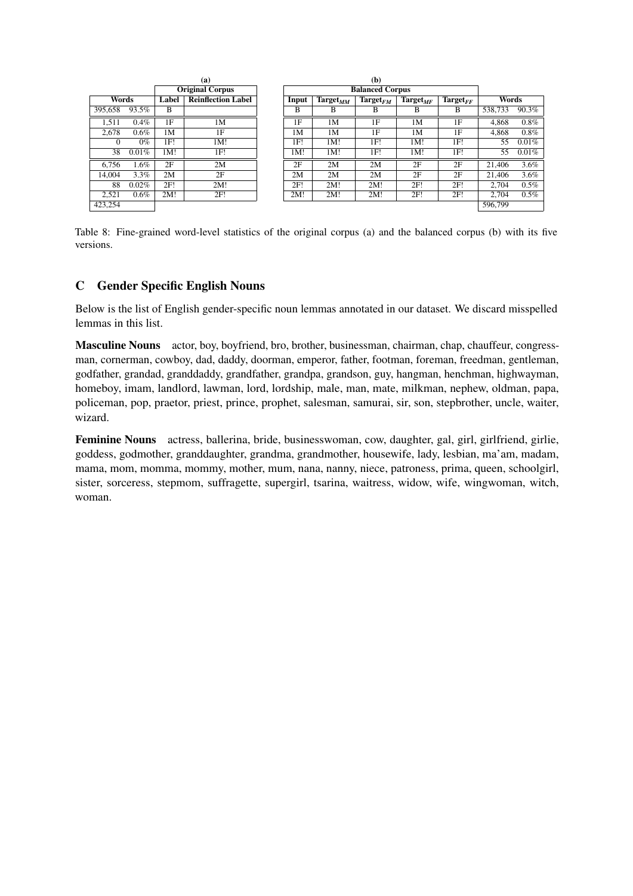**(a)**

| Words | | Label | Reinflection Label |
|---|---|---|---|
| | | **Original Corpus** | |
| 395,658 | 93.5% | B | |
| 1,511 | 0.4% | 1F | 1M |
| 2,678 | 0.6% | 1M | 1F |
| 0 | 0% | 1F! | 1M! |
| 38 | 0.01% | 1M! | 1F! |
| 6,756 | 1.6% | 2F | 2M |
| 14,004 | 3.3% | 2M | 2F |
| 88 | 0.02% | 2F! | 2M! |
| 2,521 | 0.6% | 2M! | 2F! |
| 423,254 | | | |

**(b)**

| Input | Target$_{MM}$ | Target$_{FM}$ | Target$_{MF}$ | Target$_{FF}$ | Words | |
|---|---|---|---|---|---|---|
| **Balanced Corpus** | | | | | | |
| B | B | B | B | B | 538,733 | 90.3% |
| 1F | 1M | 1F | 1M | 1F | 4,868 | 0.8% |
| 1M | 1M | 1F | 1M | 1F | 4,868 | 0.8% |
| 1F! | 1M! | 1F! | 1M! | 1F! | 55 | 0.01% |
| 1M! | 1M! | 1F! | 1M! | 1F! | 55 | 0.01% |
| 2F | 2M | 2M | 2F | 2F | 21,406 | 3.6% |
| 2M | 2M | 2M | 2F | 2F | 21,406 | 3.6% |
| 2F! | 2M! | 2M! | 2F! | 2F! | 2,704 | 0.5% |
| 2M! | 2M! | 2M! | 2F! | 2F! | 2,704 | 0.5% |
| | | | | | 596,799 | |

Table 8: Fine-grained word-level statistics of the original corpus (a) and the balanced corpus (b) with its five versions.

## C Gender Specific English Nouns

Below is the list of English gender-specific noun lemmas annotated in our dataset. We discard misspelled lemmas in this list.

**Masculine Nouns** actor, boy, boyfriend, bro, brother, businessman, chairman, chap, chauffeur, congressman, cornerman, cowboy, dad, daddy, doorman, emperor, father, footman, foreman, freedman, gentleman, godfather, grandad, granddaddy, grandfather, grandpa, grandson, guy, hangman, henchman, highwayman, homeboy, imam, landlord, lawman, lord, lordship, male, man, mate, milkman, nephew, oldman, papa, policeman, pop, praetor, priest, prince, prophet, salesman, samurai, sir, son, stepbrother, uncle, waiter, wizard.

**Feminine Nouns** actress, ballerina, bride, businesswoman, cow, daughter, gal, girl, girlfriend, girlie, goddess, godmother, granddaughter, grandma, grandmother, housewife, lady, lesbian, ma'am, madam, mama, mom, momma, mommy, mother, mum, nana, nanny, niece, patroness, prima, queen, schoolgirl, sister, sorceress, stepmom, suffragette, supergirl, tsarina, waitress, widow, wife, wingwoman, witch, woman.